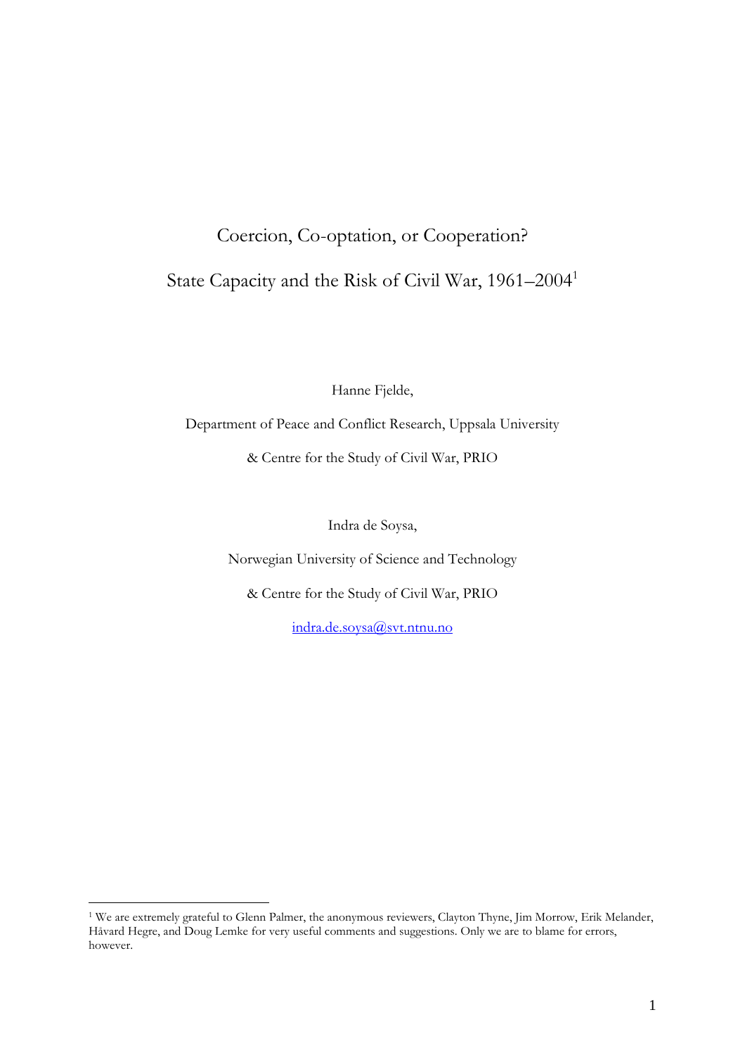# Coercion, Co-optation, or Cooperation?

## State Capacity and the Risk of Civil War, 1961–2004[1]

Hanne Fjelde,

Department of Peace and Conflict Research, Uppsala University

& Centre for the Study of Civil War, PRIO

Indra de Soysa,

Norwegian University of Science and Technology

& Centre for the Study of Civil War, PRIO

indra.de.soysa@svt.ntnu.no

---

[1] We are extremely grateful to Glenn Palmer, the anonymous reviewers, Clayton Thyne, Jim Morrow, Erik Melander, Håvard Hegre, and Doug Lemke for very useful comments and suggestions. Only we are to blame for errors, however.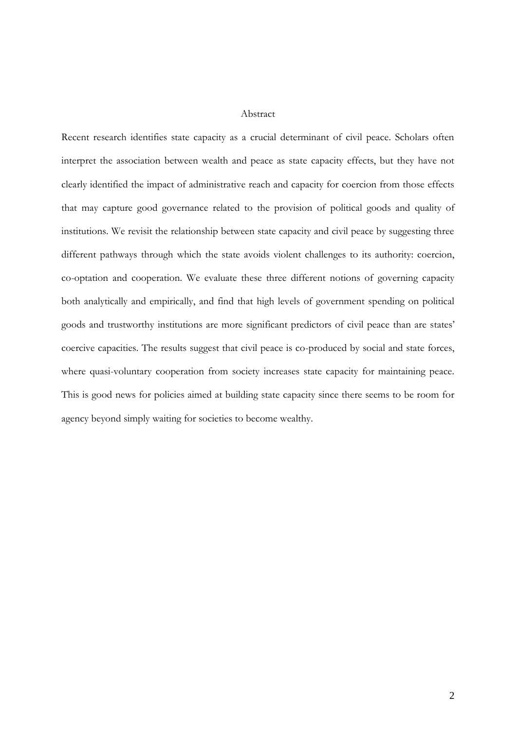## Abstract

Recent research identifies state capacity as a crucial determinant of civil peace. Scholars often interpret the association between wealth and peace as state capacity effects, but they have not clearly identified the impact of administrative reach and capacity for coercion from those effects that may capture good governance related to the provision of political goods and quality of institutions. We revisit the relationship between state capacity and civil peace by suggesting three different pathways through which the state avoids violent challenges to its authority: coercion, co-optation and cooperation. We evaluate these three different notions of governing capacity both analytically and empirically, and find that high levels of government spending on political goods and trustworthy institutions are more significant predictors of civil peace than are states' coercive capacities. The results suggest that civil peace is co-produced by social and state forces, where quasi-voluntary cooperation from society increases state capacity for maintaining peace. This is good news for policies aimed at building state capacity since there seems to be room for agency beyond simply waiting for societies to become wealthy.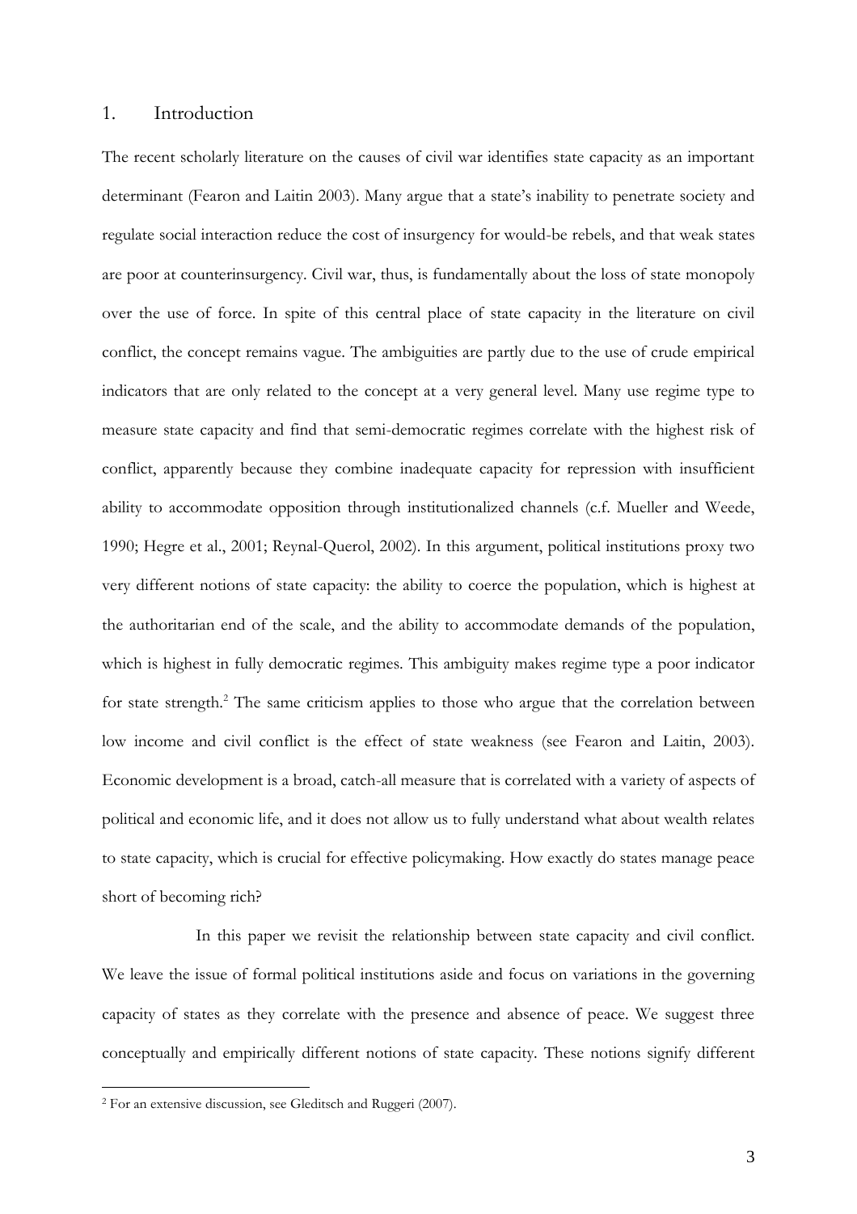## 1. Introduction

The recent scholarly literature on the causes of civil war identifies state capacity as an important determinant (Fearon and Laitin 2003). Many argue that a state's inability to penetrate society and regulate social interaction reduce the cost of insurgency for would-be rebels, and that weak states are poor at counterinsurgency. Civil war, thus, is fundamentally about the loss of state monopoly over the use of force. In spite of this central place of state capacity in the literature on civil conflict, the concept remains vague. The ambiguities are partly due to the use of crude empirical indicators that are only related to the concept at a very general level. Many use regime type to measure state capacity and find that semi-democratic regimes correlate with the highest risk of conflict, apparently because they combine inadequate capacity for repression with insufficient ability to accommodate opposition through institutionalized channels (c.f. Mueller and Weede, 1990; Hegre et al., 2001; Reynal-Querol, 2002). In this argument, political institutions proxy two very different notions of state capacity: the ability to coerce the population, which is highest at the authoritarian end of the scale, and the ability to accommodate demands of the population, which is highest in fully democratic regimes. This ambiguity makes regime type a poor indicator for state strength.[2] The same criticism applies to those who argue that the correlation between low income and civil conflict is the effect of state weakness (see Fearon and Laitin, 2003). Economic development is a broad, catch-all measure that is correlated with a variety of aspects of political and economic life, and it does not allow us to fully understand what about wealth relates to state capacity, which is crucial for effective policymaking. How exactly do states manage peace short of becoming rich?

In this paper we revisit the relationship between state capacity and civil conflict. We leave the issue of formal political institutions aside and focus on variations in the governing capacity of states as they correlate with the presence and absence of peace. We suggest three conceptually and empirically different notions of state capacity. These notions signify different

[2] For an extensive discussion, see Gleditsch and Ruggeri (2007).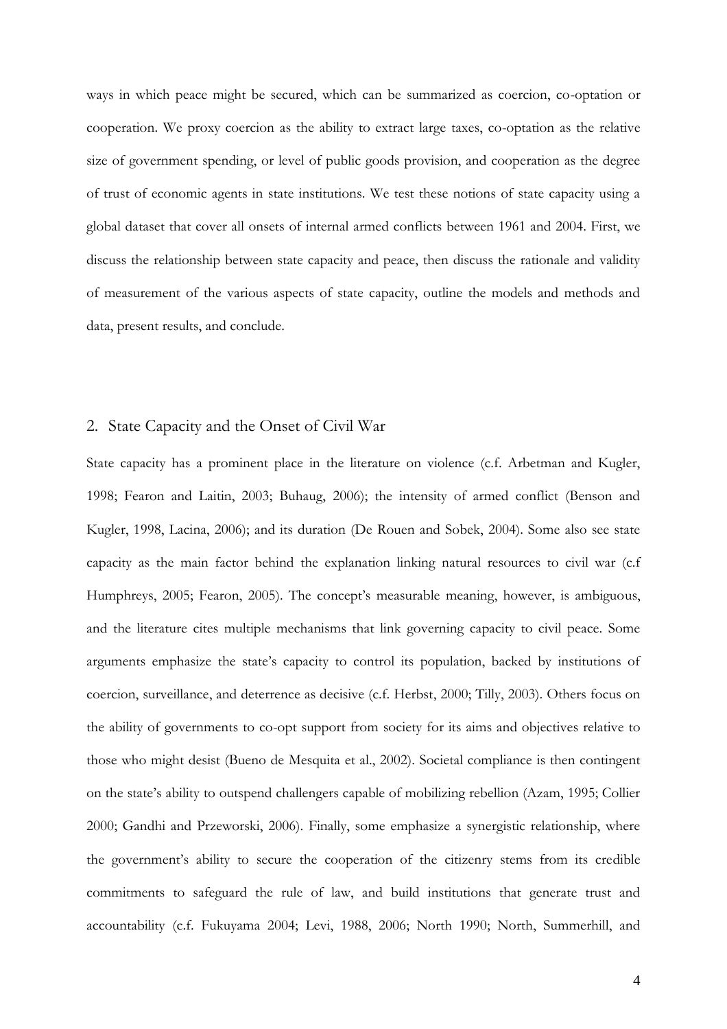ways in which peace might be secured, which can be summarized as coercion, co-optation or cooperation. We proxy coercion as the ability to extract large taxes, co-optation as the relative size of government spending, or level of public goods provision, and cooperation as the degree of trust of economic agents in state institutions. We test these notions of state capacity using a global dataset that cover all onsets of internal armed conflicts between 1961 and 2004. First, we discuss the relationship between state capacity and peace, then discuss the rationale and validity of measurement of the various aspects of state capacity, outline the models and methods and data, present results, and conclude.

## 2. State Capacity and the Onset of Civil War

State capacity has a prominent place in the literature on violence (c.f. Arbetman and Kugler, 1998; Fearon and Laitin, 2003; Buhaug, 2006); the intensity of armed conflict (Benson and Kugler, 1998, Lacina, 2006); and its duration (De Rouen and Sobek, 2004). Some also see state capacity as the main factor behind the explanation linking natural resources to civil war (c.f Humphreys, 2005; Fearon, 2005). The concept's measurable meaning, however, is ambiguous, and the literature cites multiple mechanisms that link governing capacity to civil peace. Some arguments emphasize the state's capacity to control its population, backed by institutions of coercion, surveillance, and deterrence as decisive (c.f. Herbst, 2000; Tilly, 2003). Others focus on the ability of governments to co-opt support from society for its aims and objectives relative to those who might desist (Bueno de Mesquita et al., 2002). Societal compliance is then contingent on the state's ability to outspend challengers capable of mobilizing rebellion (Azam, 1995; Collier 2000; Gandhi and Przeworski, 2006). Finally, some emphasize a synergistic relationship, where the government's ability to secure the cooperation of the citizenry stems from its credible commitments to safeguard the rule of law, and build institutions that generate trust and accountability (c.f. Fukuyama 2004; Levi, 1988, 2006; North 1990; North, Summerhill, and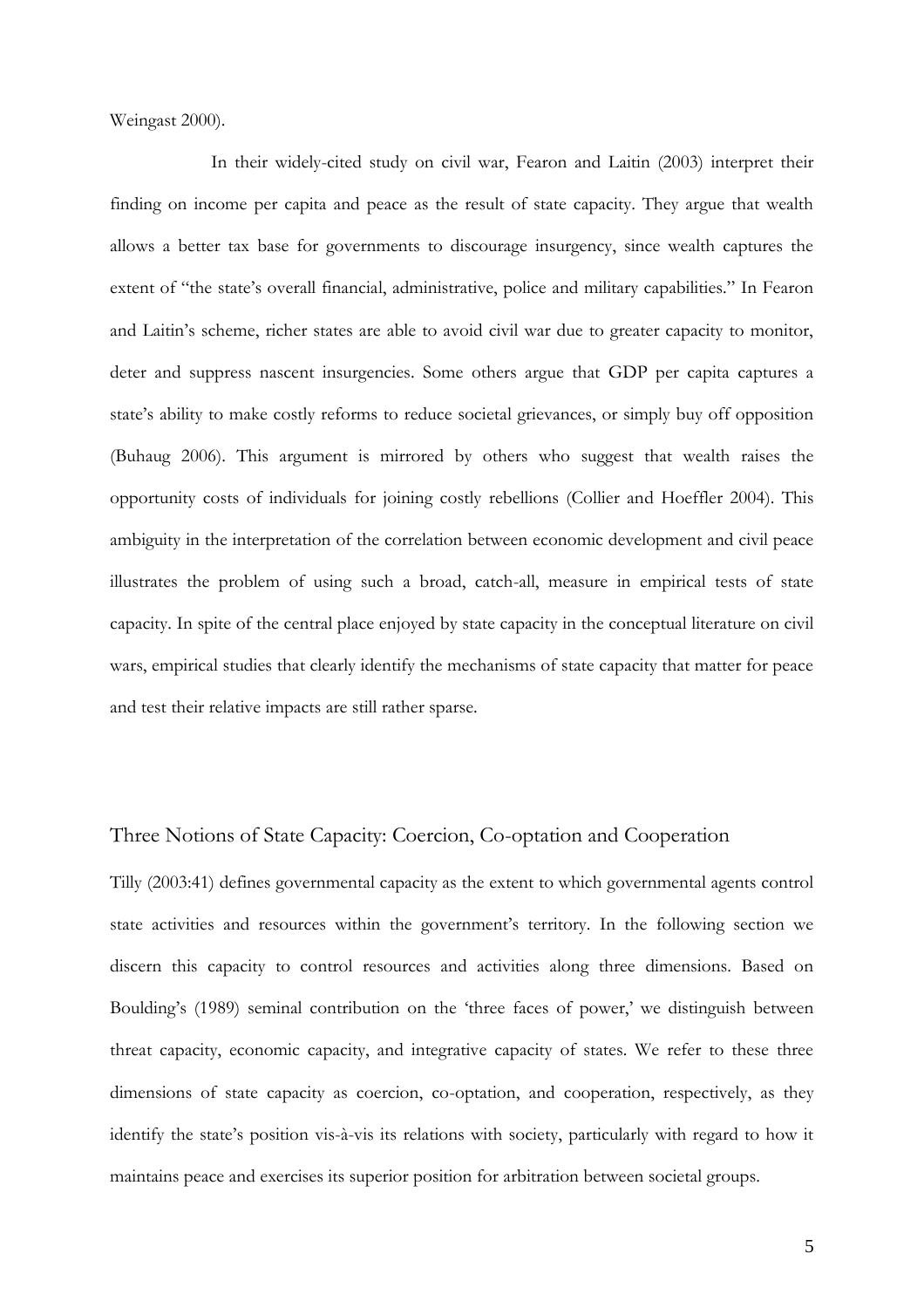Weingast 2000).

In their widely-cited study on civil war, Fearon and Laitin (2003) interpret their finding on income per capita and peace as the result of state capacity. They argue that wealth allows a better tax base for governments to discourage insurgency, since wealth captures the extent of "the state's overall financial, administrative, police and military capabilities." In Fearon and Laitin's scheme, richer states are able to avoid civil war due to greater capacity to monitor, deter and suppress nascent insurgencies. Some others argue that GDP per capita captures a state's ability to make costly reforms to reduce societal grievances, or simply buy off opposition (Buhaug 2006). This argument is mirrored by others who suggest that wealth raises the opportunity costs of individuals for joining costly rebellions (Collier and Hoeffler 2004). This ambiguity in the interpretation of the correlation between economic development and civil peace illustrates the problem of using such a broad, catch-all, measure in empirical tests of state capacity. In spite of the central place enjoyed by state capacity in the conceptual literature on civil wars, empirical studies that clearly identify the mechanisms of state capacity that matter for peace and test their relative impacts are still rather sparse.

## Three Notions of State Capacity: Coercion, Co-optation and Cooperation

Tilly (2003:41) defines governmental capacity as the extent to which governmental agents control state activities and resources within the government's territory. In the following section we discern this capacity to control resources and activities along three dimensions. Based on Boulding's (1989) seminal contribution on the 'three faces of power,' we distinguish between threat capacity, economic capacity, and integrative capacity of states. We refer to these three dimensions of state capacity as coercion, co-optation, and cooperation, respectively, as they identify the state's position vis-à-vis its relations with society, particularly with regard to how it maintains peace and exercises its superior position for arbitration between societal groups.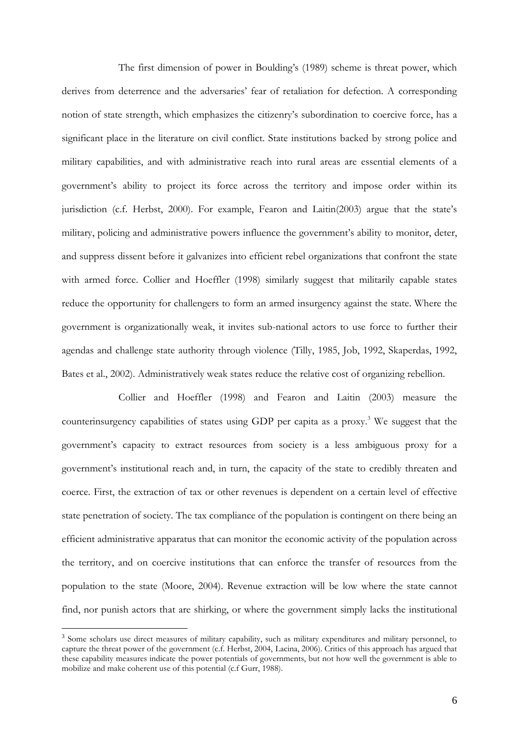The first dimension of power in Boulding's (1989) scheme is threat power, which derives from deterrence and the adversaries' fear of retaliation for defection. A corresponding notion of state strength, which emphasizes the citizenry's subordination to coercive force, has a significant place in the literature on civil conflict. State institutions backed by strong police and military capabilities, and with administrative reach into rural areas are essential elements of a government's ability to project its force across the territory and impose order within its jurisdiction (c.f. Herbst, 2000). For example, Fearon and Laitin(2003) argue that the state's military, policing and administrative powers influence the government's ability to monitor, deter, and suppress dissent before it galvanizes into efficient rebel organizations that confront the state with armed force. Collier and Hoeffler (1998) similarly suggest that militarily capable states reduce the opportunity for challengers to form an armed insurgency against the state. Where the government is organizationally weak, it invites sub-national actors to use force to further their agendas and challenge state authority through violence (Tilly, 1985, Job, 1992, Skaperdas, 1992, Bates et al., 2002). Administratively weak states reduce the relative cost of organizing rebellion.

Collier and Hoeffler (1998) and Fearon and Laitin (2003) measure the counterinsurgency capabilities of states using GDP per capita as a proxy.[3] We suggest that the government's capacity to extract resources from society is a less ambiguous proxy for a government's institutional reach and, in turn, the capacity of the state to credibly threaten and coerce. First, the extraction of tax or other revenues is dependent on a certain level of effective state penetration of society. The tax compliance of the population is contingent on there being an efficient administrative apparatus that can monitor the economic activity of the population across the territory, and on coercive institutions that can enforce the transfer of resources from the population to the state (Moore, 2004). Revenue extraction will be low where the state cannot find, nor punish actors that are shirking, or where the government simply lacks the institutional

[3] Some scholars use direct measures of military capability, such as military expenditures and military personnel, to capture the threat power of the government (c.f. Herbst, 2004, Lacina, 2006). Critics of this approach has argued that these capability measures indicate the power potentials of governments, but not how well the government is able to mobilize and make coherent use of this potential (c.f Gurr, 1988).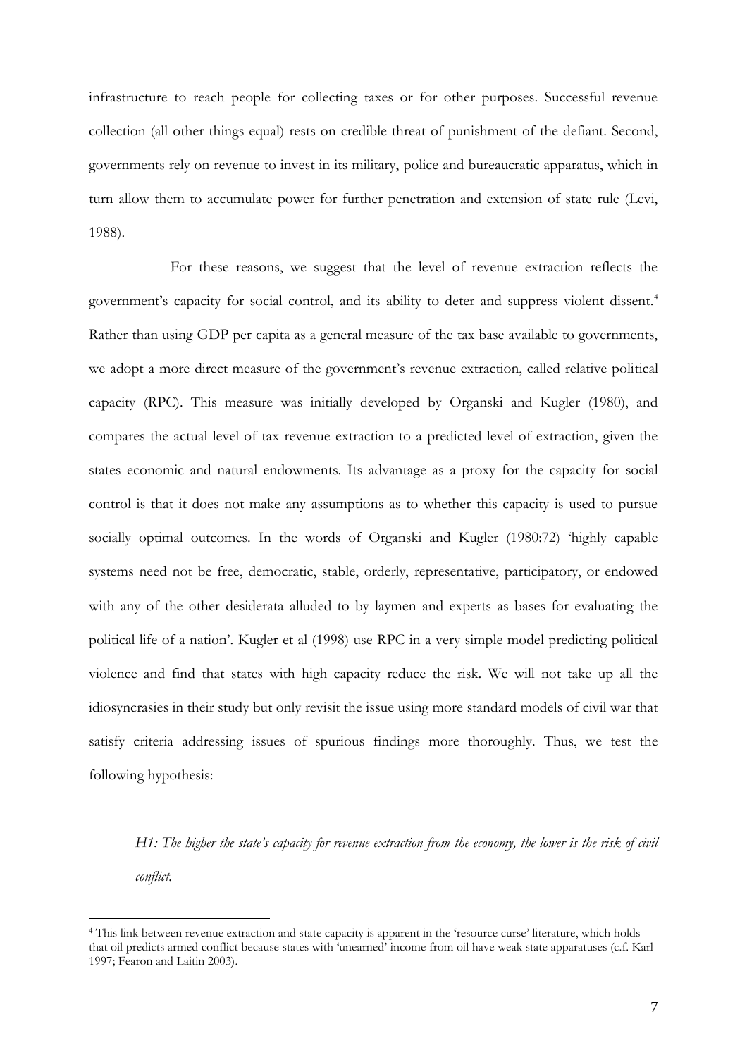infrastructure to reach people for collecting taxes or for other purposes. Successful revenue collection (all other things equal) rests on credible threat of punishment of the defiant. Second, governments rely on revenue to invest in its military, police and bureaucratic apparatus, which in turn allow them to accumulate power for further penetration and extension of state rule (Levi, 1988).

For these reasons, we suggest that the level of revenue extraction reflects the government's capacity for social control, and its ability to deter and suppress violent dissent.[4] Rather than using GDP per capita as a general measure of the tax base available to governments, we adopt a more direct measure of the government's revenue extraction, called relative political capacity (RPC). This measure was initially developed by Organski and Kugler (1980), and compares the actual level of tax revenue extraction to a predicted level of extraction, given the states economic and natural endowments. Its advantage as a proxy for the capacity for social control is that it does not make any assumptions as to whether this capacity is used to pursue socially optimal outcomes. In the words of Organski and Kugler (1980:72) 'highly capable systems need not be free, democratic, stable, orderly, representative, participatory, or endowed with any of the other desiderata alluded to by laymen and experts as bases for evaluating the political life of a nation'. Kugler et al (1998) use RPC in a very simple model predicting political violence and find that states with high capacity reduce the risk. We will not take up all the idiosyncrasies in their study but only revisit the issue using more standard models of civil war that satisfy criteria addressing issues of spurious findings more thoroughly. Thus, we test the following hypothesis:

*H1: The higher the state's capacity for revenue extraction from the economy, the lower is the risk of civil conflict.*

[4] This link between revenue extraction and state capacity is apparent in the 'resource curse' literature, which holds that oil predicts armed conflict because states with 'unearned' income from oil have weak state apparatuses (c.f. Karl 1997; Fearon and Laitin 2003).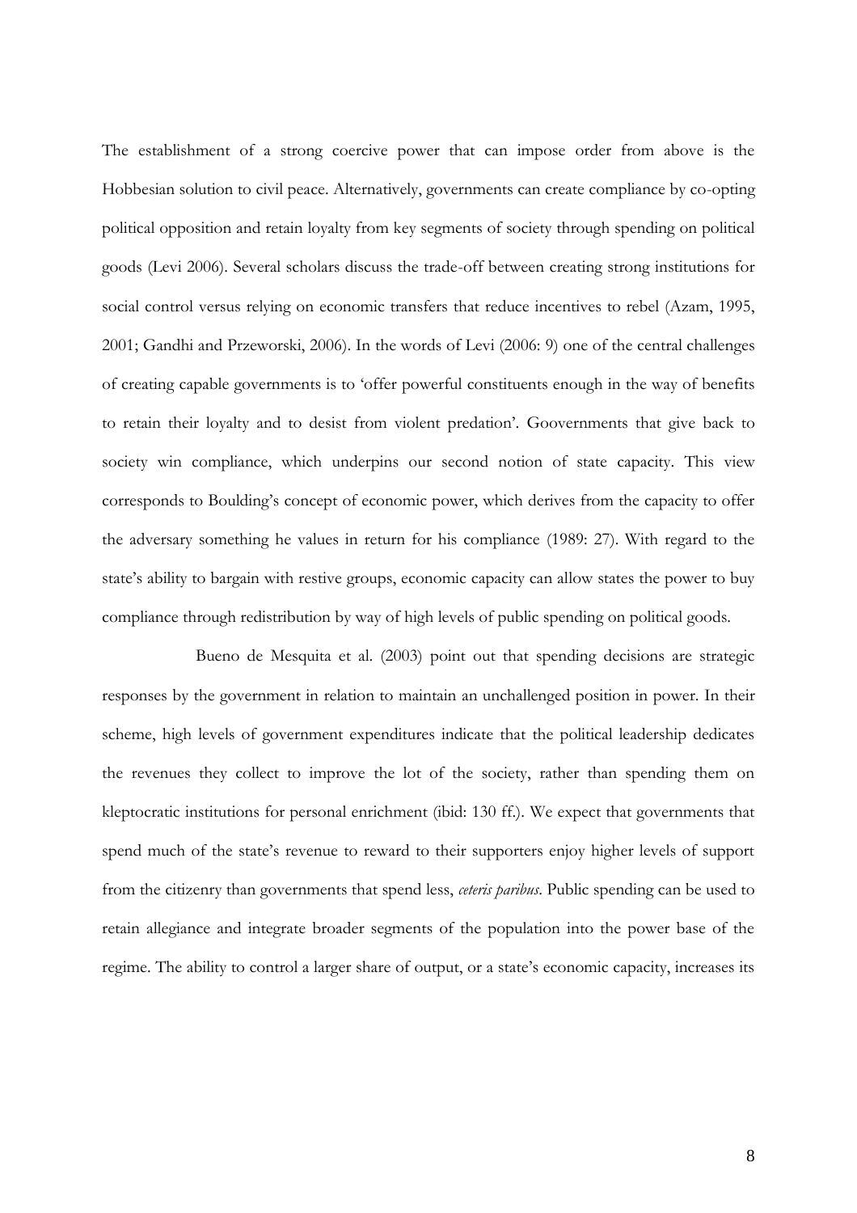The establishment of a strong coercive power that can impose order from above is the Hobbesian solution to civil peace. Alternatively, governments can create compliance by co-opting political opposition and retain loyalty from key segments of society through spending on political goods (Levi 2006). Several scholars discuss the trade-off between creating strong institutions for social control versus relying on economic transfers that reduce incentives to rebel (Azam, 1995, 2001; Gandhi and Przeworski, 2006). In the words of Levi (2006: 9) one of the central challenges of creating capable governments is to 'offer powerful constituents enough in the way of benefits to retain their loyalty and to desist from violent predation'. Goovernments that give back to society win compliance, which underpins our second notion of state capacity. This view corresponds to Boulding's concept of economic power, which derives from the capacity to offer the adversary something he values in return for his compliance (1989: 27). With regard to the state's ability to bargain with restive groups, economic capacity can allow states the power to buy compliance through redistribution by way of high levels of public spending on political goods.

Bueno de Mesquita et al. (2003) point out that spending decisions are strategic responses by the government in relation to maintain an unchallenged position in power. In their scheme, high levels of government expenditures indicate that the political leadership dedicates the revenues they collect to improve the lot of the society, rather than spending them on kleptocratic institutions for personal enrichment (ibid: 130 ff.). We expect that governments that spend much of the state's revenue to reward to their supporters enjoy higher levels of support from the citizenry than governments that spend less, *ceteris paribus*. Public spending can be used to retain allegiance and integrate broader segments of the population into the power base of the regime. The ability to control a larger share of output, or a state's economic capacity, increases its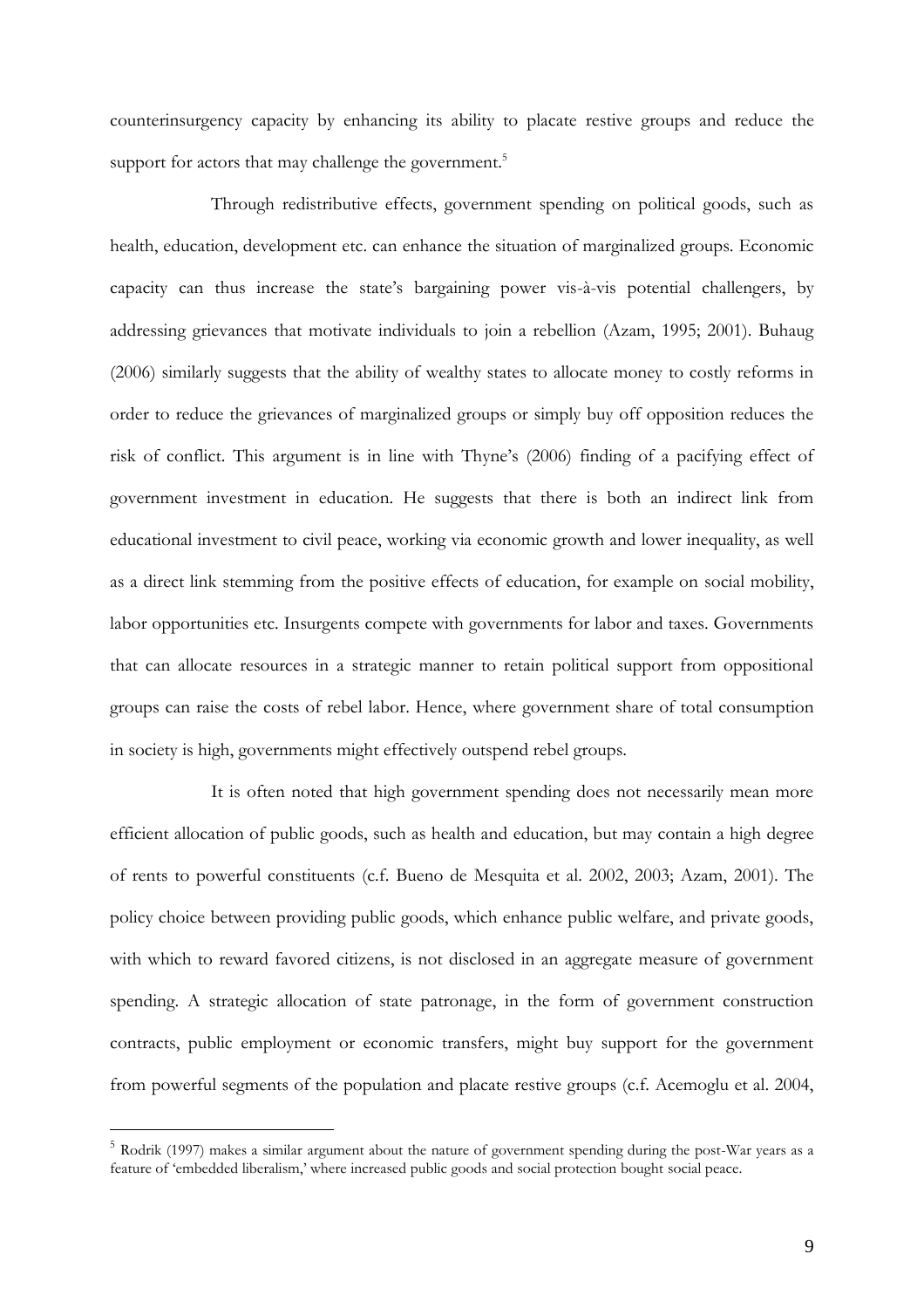counterinsurgency capacity by enhancing its ability to placate restive groups and reduce the support for actors that may challenge the government.[5]

Through redistributive effects, government spending on political goods, such as health, education, development etc. can enhance the situation of marginalized groups. Economic capacity can thus increase the state's bargaining power vis-à-vis potential challengers, by addressing grievances that motivate individuals to join a rebellion (Azam, 1995; 2001). Buhaug (2006) similarly suggests that the ability of wealthy states to allocate money to costly reforms in order to reduce the grievances of marginalized groups or simply buy off opposition reduces the risk of conflict. This argument is in line with Thyne's (2006) finding of a pacifying effect of government investment in education. He suggests that there is both an indirect link from educational investment to civil peace, working via economic growth and lower inequality, as well as a direct link stemming from the positive effects of education, for example on social mobility, labor opportunities etc. Insurgents compete with governments for labor and taxes. Governments that can allocate resources in a strategic manner to retain political support from oppositional groups can raise the costs of rebel labor. Hence, where government share of total consumption in society is high, governments might effectively outspend rebel groups.

It is often noted that high government spending does not necessarily mean more efficient allocation of public goods, such as health and education, but may contain a high degree of rents to powerful constituents (c.f. Bueno de Mesquita et al. 2002, 2003; Azam, 2001). The policy choice between providing public goods, which enhance public welfare, and private goods, with which to reward favored citizens, is not disclosed in an aggregate measure of government spending. A strategic allocation of state patronage, in the form of government construction contracts, public employment or economic transfers, might buy support for the government from powerful segments of the population and placate restive groups (c.f. Acemoglu et al. 2004,

[5] Rodrik (1997) makes a similar argument about the nature of government spending during the post-War years as a feature of 'embedded liberalism,' where increased public goods and social protection bought social peace.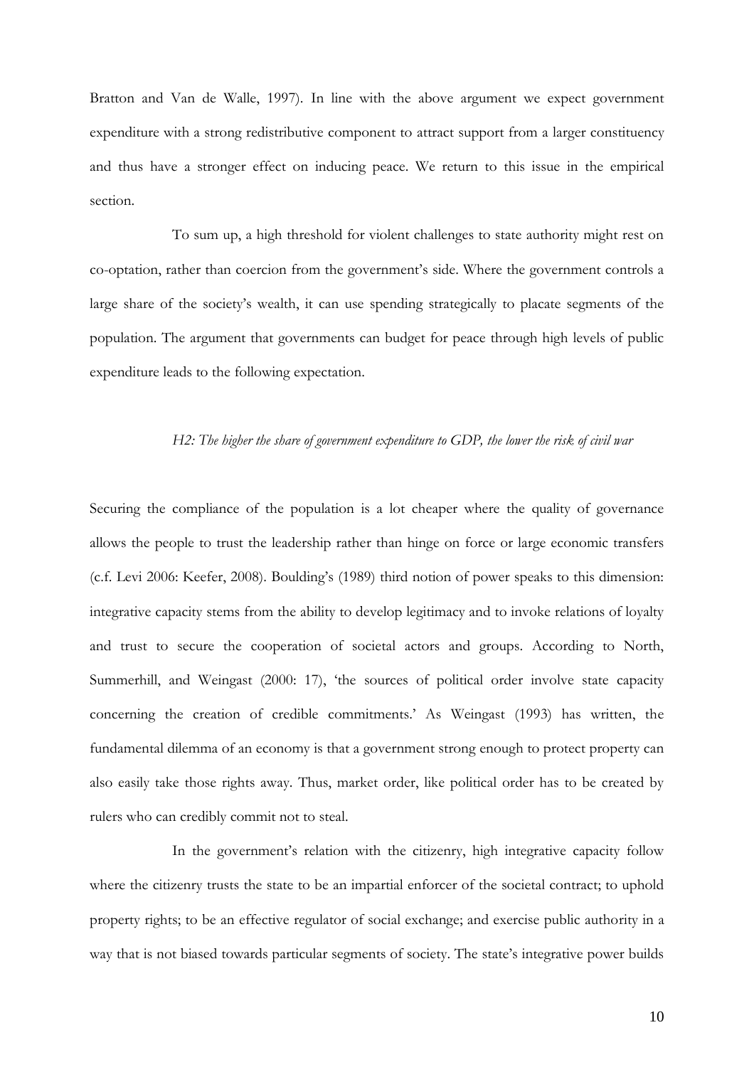Bratton and Van de Walle, 1997). In line with the above argument we expect government expenditure with a strong redistributive component to attract support from a larger constituency and thus have a stronger effect on inducing peace. We return to this issue in the empirical section.

To sum up, a high threshold for violent challenges to state authority might rest on co-optation, rather than coercion from the government's side. Where the government controls a large share of the society's wealth, it can use spending strategically to placate segments of the population. The argument that governments can budget for peace through high levels of public expenditure leads to the following expectation.

*H2: The higher the share of government expenditure to GDP, the lower the risk of civil war*

Securing the compliance of the population is a lot cheaper where the quality of governance allows the people to trust the leadership rather than hinge on force or large economic transfers (c.f. Levi 2006: Keefer, 2008). Boulding's (1989) third notion of power speaks to this dimension: integrative capacity stems from the ability to develop legitimacy and to invoke relations of loyalty and trust to secure the cooperation of societal actors and groups. According to North, Summerhill, and Weingast (2000: 17), 'the sources of political order involve state capacity concerning the creation of credible commitments.' As Weingast (1993) has written, the fundamental dilemma of an economy is that a government strong enough to protect property can also easily take those rights away. Thus, market order, like political order has to be created by rulers who can credibly commit not to steal.

In the government's relation with the citizenry, high integrative capacity follow where the citizenry trusts the state to be an impartial enforcer of the societal contract; to uphold property rights; to be an effective regulator of social exchange; and exercise public authority in a way that is not biased towards particular segments of society. The state's integrative power builds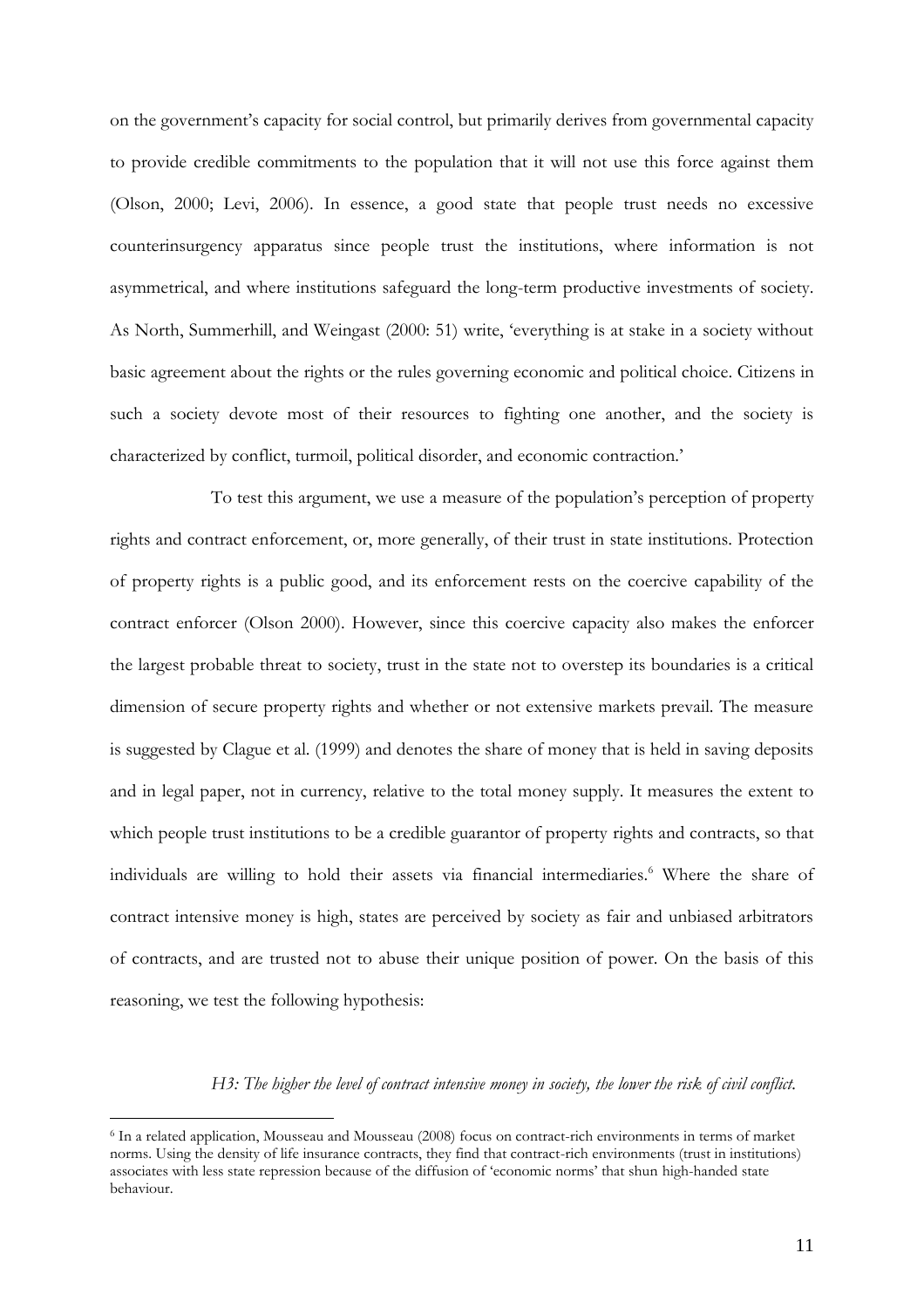on the government's capacity for social control, but primarily derives from governmental capacity to provide credible commitments to the population that it will not use this force against them (Olson, 2000; Levi, 2006). In essence, a good state that people trust needs no excessive counterinsurgency apparatus since people trust the institutions, where information is not asymmetrical, and where institutions safeguard the long-term productive investments of society. As North, Summerhill, and Weingast (2000: 51) write, 'everything is at stake in a society without basic agreement about the rights or the rules governing economic and political choice. Citizens in such a society devote most of their resources to fighting one another, and the society is characterized by conflict, turmoil, political disorder, and economic contraction.'

To test this argument, we use a measure of the population's perception of property rights and contract enforcement, or, more generally, of their trust in state institutions. Protection of property rights is a public good, and its enforcement rests on the coercive capability of the contract enforcer (Olson 2000). However, since this coercive capacity also makes the enforcer the largest probable threat to society, trust in the state not to overstep its boundaries is a critical dimension of secure property rights and whether or not extensive markets prevail. The measure is suggested by Clague et al. (1999) and denotes the share of money that is held in saving deposits and in legal paper, not in currency, relative to the total money supply. It measures the extent to which people trust institutions to be a credible guarantor of property rights and contracts, so that individuals are willing to hold their assets via financial intermediaries.[6] Where the share of contract intensive money is high, states are perceived by society as fair and unbiased arbitrators of contracts, and are trusted not to abuse their unique position of power. On the basis of this reasoning, we test the following hypothesis:

*H3: The higher the level of contract intensive money in society, the lower the risk of civil conflict.*

[6] In a related application, Mousseau and Mousseau (2008) focus on contract-rich environments in terms of market norms. Using the density of life insurance contracts, they find that contract-rich environments (trust in institutions) associates with less state repression because of the diffusion of 'economic norms' that shun high-handed state behaviour.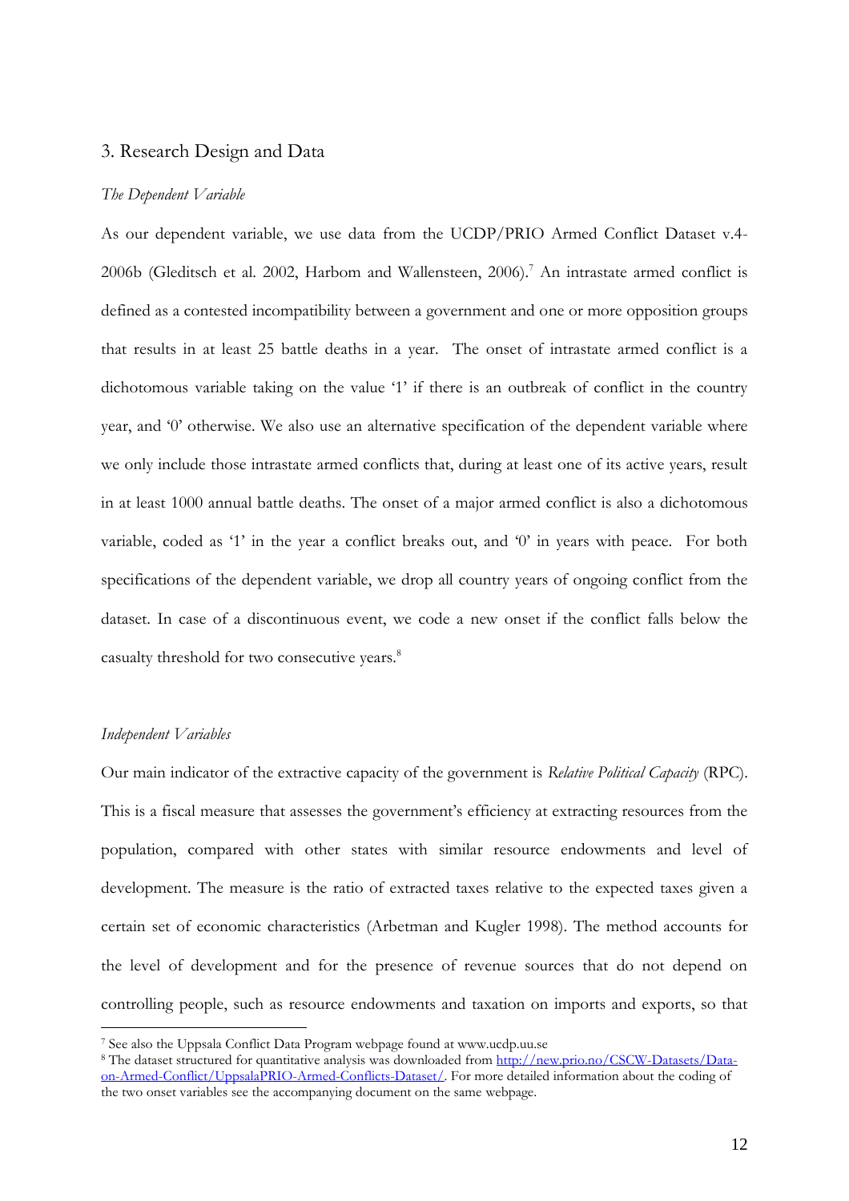## 3. Research Design and Data

### *The Dependent Variable*

As our dependent variable, we use data from the UCDP/PRIO Armed Conflict Dataset v.4-2006b (Gleditsch et al. 2002, Harbom and Wallensteen, 2006).[7] An intrastate armed conflict is defined as a contested incompatibility between a government and one or more opposition groups that results in at least 25 battle deaths in a year. The onset of intrastate armed conflict is a dichotomous variable taking on the value '1' if there is an outbreak of conflict in the country year, and '0' otherwise. We also use an alternative specification of the dependent variable where we only include those intrastate armed conflicts that, during at least one of its active years, result in at least 1000 annual battle deaths. The onset of a major armed conflict is also a dichotomous variable, coded as '1' in the year a conflict breaks out, and '0' in years with peace. For both specifications of the dependent variable, we drop all country years of ongoing conflict from the dataset. In case of a discontinuous event, we code a new onset if the conflict falls below the casualty threshold for two consecutive years.[8]

### *Independent Variables*

Our main indicator of the extractive capacity of the government is *Relative Political Capacity* (RPC). This is a fiscal measure that assesses the government's efficiency at extracting resources from the population, compared with other states with similar resource endowments and level of development. The measure is the ratio of extracted taxes relative to the expected taxes given a certain set of economic characteristics (Arbetman and Kugler 1998). The method accounts for the level of development and for the presence of revenue sources that do not depend on controlling people, such as resource endowments and taxation on imports and exports, so that

---

[7] See also the Uppsala Conflict Data Program webpage found at www.ucdp.uu.se

[8] The dataset structured for quantitative analysis was downloaded from http://new.prio.no/CSCW-Datasets/Data-on-Armed-Conflict/UppsalaPRIO-Armed-Conflicts-Dataset/. For more detailed information about the coding of the two onset variables see the accompanying document on the same webpage.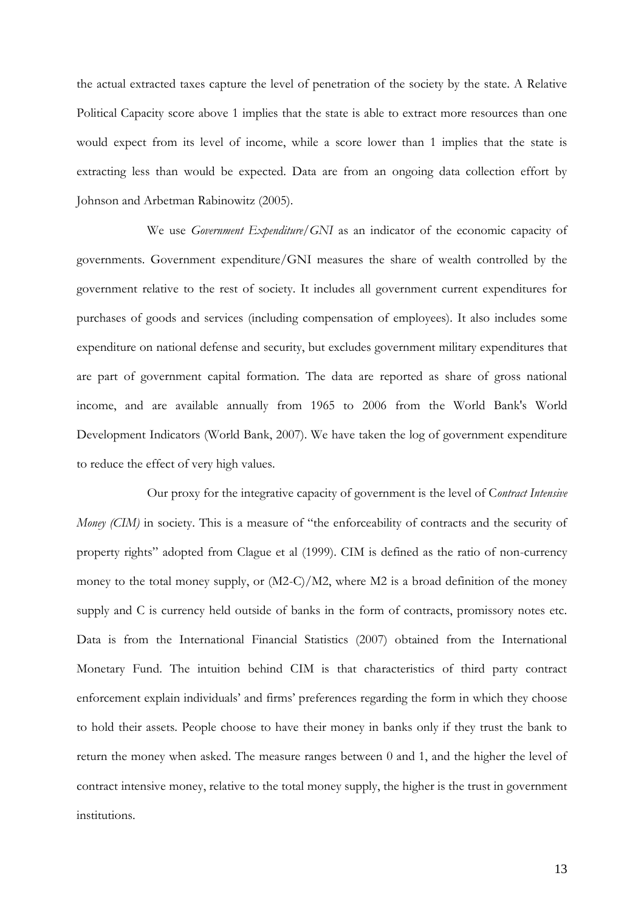the actual extracted taxes capture the level of penetration of the society by the state. A Relative Political Capacity score above 1 implies that the state is able to extract more resources than one would expect from its level of income, while a score lower than 1 implies that the state is extracting less than would be expected. Data are from an ongoing data collection effort by Johnson and Arbetman Rabinowitz (2005).

We use *Government Expenditure/GNI* as an indicator of the economic capacity of governments. Government expenditure/GNI measures the share of wealth controlled by the government relative to the rest of society. It includes all government current expenditures for purchases of goods and services (including compensation of employees). It also includes some expenditure on national defense and security, but excludes government military expenditures that are part of government capital formation. The data are reported as share of gross national income, and are available annually from 1965 to 2006 from the World Bank's World Development Indicators (World Bank, 2007). We have taken the log of government expenditure to reduce the effect of very high values.

Our proxy for the integrative capacity of government is the level of C*ontract Intensive Money (CIM)* in society. This is a measure of "the enforceability of contracts and the security of property rights" adopted from Clague et al (1999). CIM is defined as the ratio of non-currency money to the total money supply, or (M2-C)/M2, where M2 is a broad definition of the money supply and C is currency held outside of banks in the form of contracts, promissory notes etc. Data is from the International Financial Statistics (2007) obtained from the International Monetary Fund. The intuition behind CIM is that characteristics of third party contract enforcement explain individuals' and firms' preferences regarding the form in which they choose to hold their assets. People choose to have their money in banks only if they trust the bank to return the money when asked. The measure ranges between 0 and 1, and the higher the level of contract intensive money, relative to the total money supply, the higher is the trust in government institutions.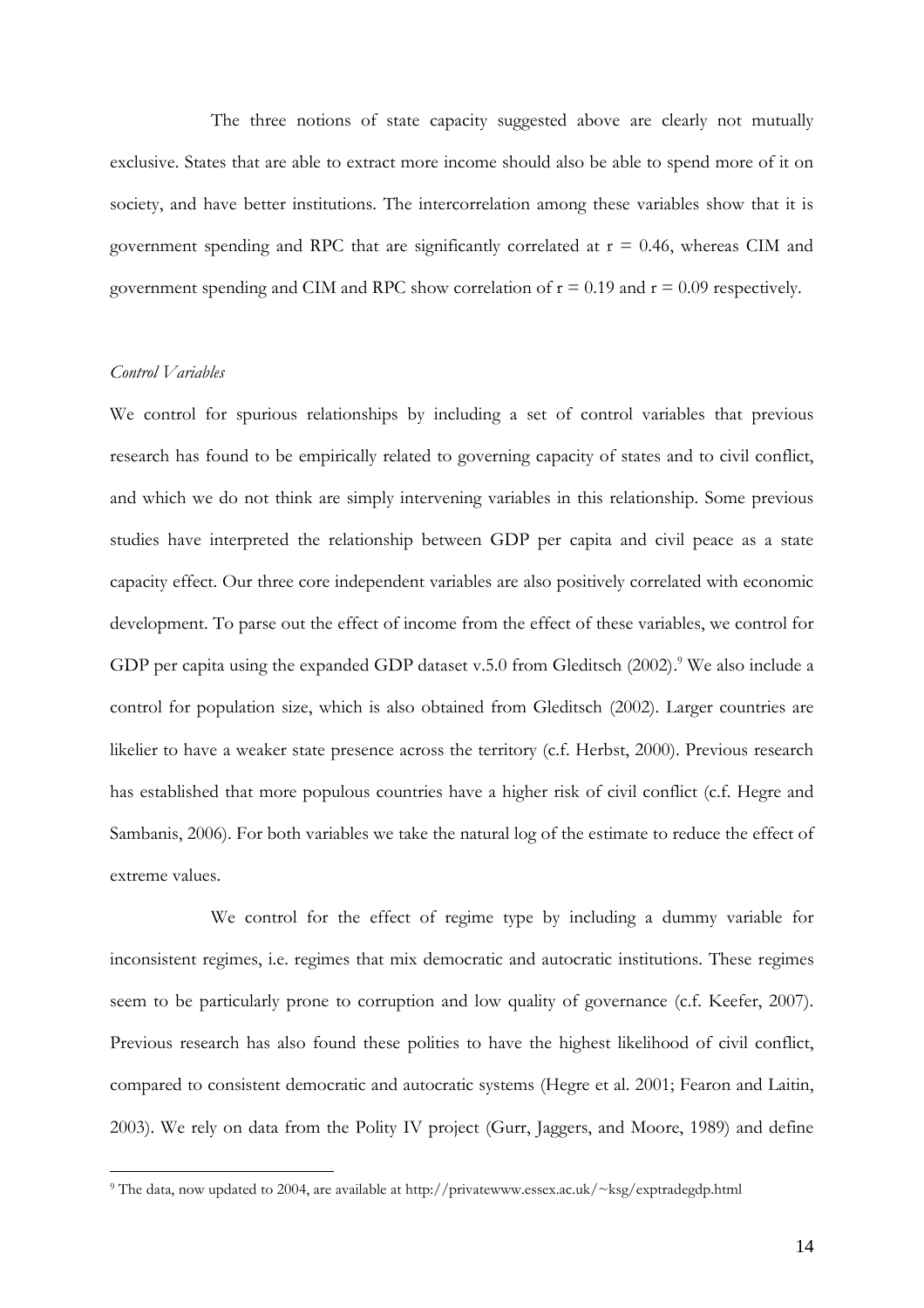The three notions of state capacity suggested above are clearly not mutually exclusive. States that are able to extract more income should also be able to spend more of it on society, and have better institutions. The intercorrelation among these variables show that it is government spending and RPC that are significantly correlated at $r = 0.46$, whereas CIM and government spending and CIM and RPC show correlation of $r = 0.19$ and $r = 0.09$ respectively.

*Control Variables*

We control for spurious relationships by including a set of control variables that previous research has found to be empirically related to governing capacity of states and to civil conflict, and which we do not think are simply intervening variables in this relationship. Some previous studies have interpreted the relationship between GDP per capita and civil peace as a state capacity effect. Our three core independent variables are also positively correlated with economic development. To parse out the effect of income from the effect of these variables, we control for GDP per capita using the expanded GDP dataset v.5.0 from Gleditsch (2002).[9] We also include a control for population size, which is also obtained from Gleditsch (2002). Larger countries are likelier to have a weaker state presence across the territory (c.f. Herbst, 2000). Previous research has established that more populous countries have a higher risk of civil conflict (c.f. Hegre and Sambanis, 2006). For both variables we take the natural log of the estimate to reduce the effect of extreme values.

We control for the effect of regime type by including a dummy variable for inconsistent regimes, i.e. regimes that mix democratic and autocratic institutions. These regimes seem to be particularly prone to corruption and low quality of governance (c.f. Keefer, 2007). Previous research has also found these polities to have the highest likelihood of civil conflict, compared to consistent democratic and autocratic systems (Hegre et al. 2001; Fearon and Laitin, 2003). We rely on data from the Polity IV project (Gurr, Jaggers, and Moore, 1989) and define

[9] The data, now updated to 2004, are available at http://privatewww.essex.ac.uk/~ksg/exptradegdp.html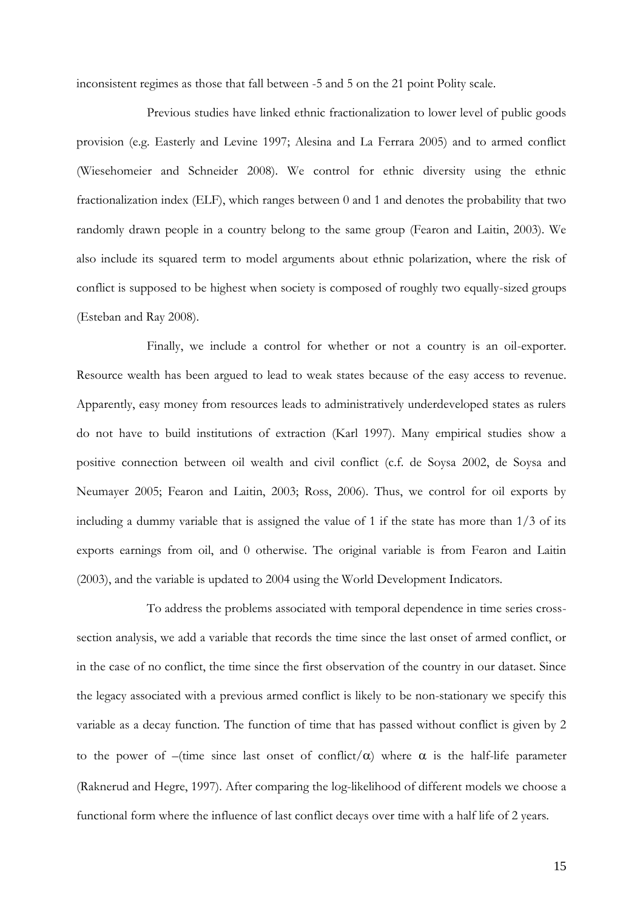inconsistent regimes as those that fall between -5 and 5 on the 21 point Polity scale.

Previous studies have linked ethnic fractionalization to lower level of public goods provision (e.g. Easterly and Levine 1997; Alesina and La Ferrara 2005) and to armed conflict (Wiesehomeier and Schneider 2008). We control for ethnic diversity using the ethnic fractionalization index (ELF), which ranges between 0 and 1 and denotes the probability that two randomly drawn people in a country belong to the same group (Fearon and Laitin, 2003). We also include its squared term to model arguments about ethnic polarization, where the risk of conflict is supposed to be highest when society is composed of roughly two equally-sized groups (Esteban and Ray 2008).

Finally, we include a control for whether or not a country is an oil-exporter. Resource wealth has been argued to lead to weak states because of the easy access to revenue. Apparently, easy money from resources leads to administratively underdeveloped states as rulers do not have to build institutions of extraction (Karl 1997). Many empirical studies show a positive connection between oil wealth and civil conflict (c.f. de Soysa 2002, de Soysa and Neumayer 2005; Fearon and Laitin, 2003; Ross, 2006). Thus, we control for oil exports by including a dummy variable that is assigned the value of 1 if the state has more than 1/3 of its exports earnings from oil, and 0 otherwise. The original variable is from Fearon and Laitin (2003), and the variable is updated to 2004 using the World Development Indicators.

To address the problems associated with temporal dependence in time series cross-section analysis, we add a variable that records the time since the last onset of armed conflict, or in the case of no conflict, the time since the first observation of the country in our dataset. Since the legacy associated with a previous armed conflict is likely to be non-stationary we specify this variable as a decay function. The function of time that has passed without conflict is given by 2 to the power of –(time since last onset of conflict/$\alpha$) where $\alpha$ is the half-life parameter (Raknerud and Hegre, 1997). After comparing the log-likelihood of different models we choose a functional form where the influence of last conflict decays over time with a half life of 2 years.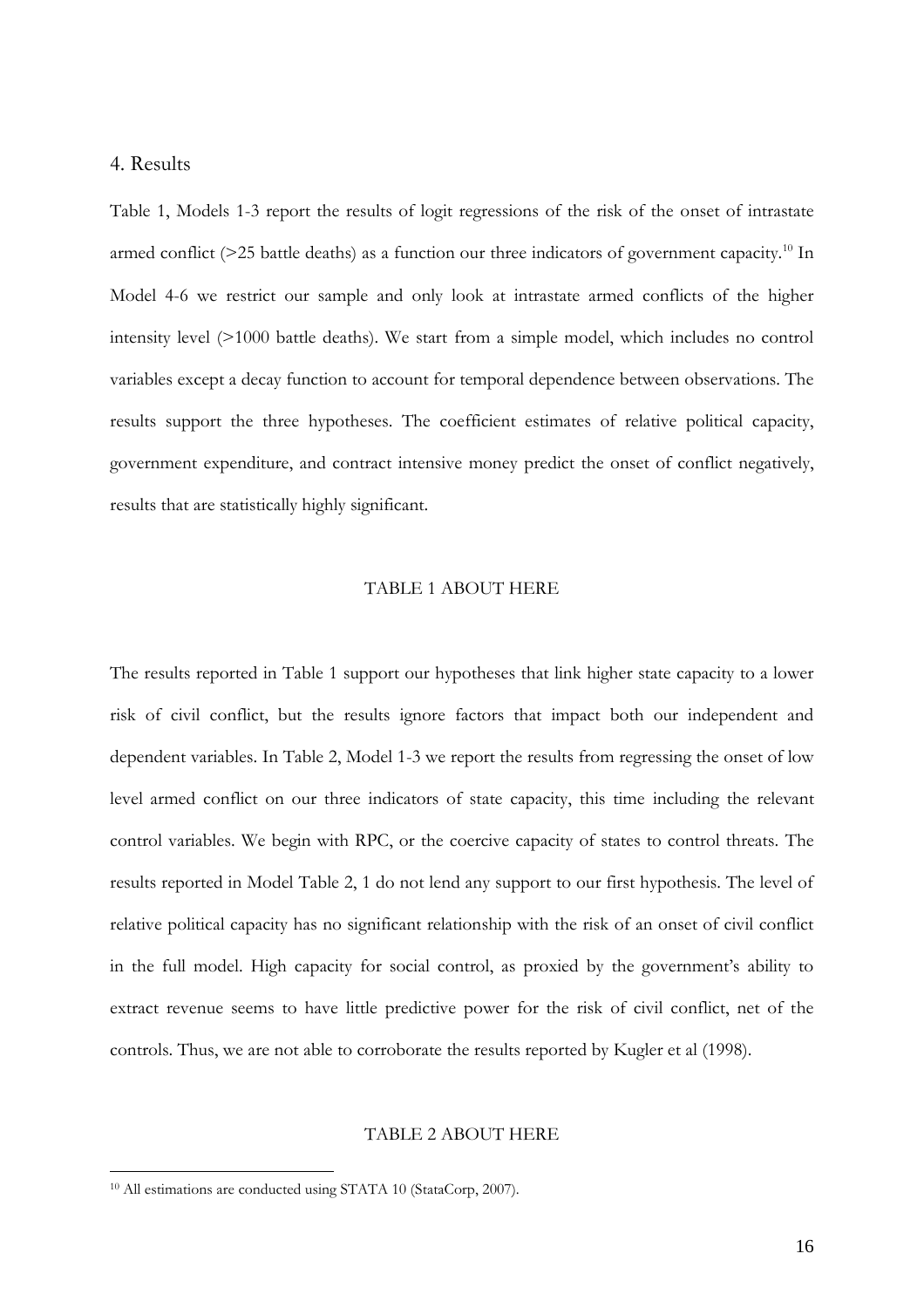## 4. Results

Table 1, Models 1-3 report the results of logit regressions of the risk of the onset of intrastate armed conflict (>25 battle deaths) as a function our three indicators of government capacity.[10] In Model 4-6 we restrict our sample and only look at intrastate armed conflicts of the higher intensity level (>1000 battle deaths). We start from a simple model, which includes no control variables except a decay function to account for temporal dependence between observations. The results support the three hypotheses. The coefficient estimates of relative political capacity, government expenditure, and contract intensive money predict the onset of conflict negatively, results that are statistically highly significant.

TABLE 1 ABOUT HERE

The results reported in Table 1 support our hypotheses that link higher state capacity to a lower risk of civil conflict, but the results ignore factors that impact both our independent and dependent variables. In Table 2, Model 1-3 we report the results from regressing the onset of low level armed conflict on our three indicators of state capacity, this time including the relevant control variables. We begin with RPC, or the coercive capacity of states to control threats. The results reported in Model Table 2, 1 do not lend any support to our first hypothesis. The level of relative political capacity has no significant relationship with the risk of an onset of civil conflict in the full model. High capacity for social control, as proxied by the government's ability to extract revenue seems to have little predictive power for the risk of civil conflict, net of the controls. Thus, we are not able to corroborate the results reported by Kugler et al (1998).

TABLE 2 ABOUT HERE

[10] All estimations are conducted using STATA 10 (StataCorp, 2007).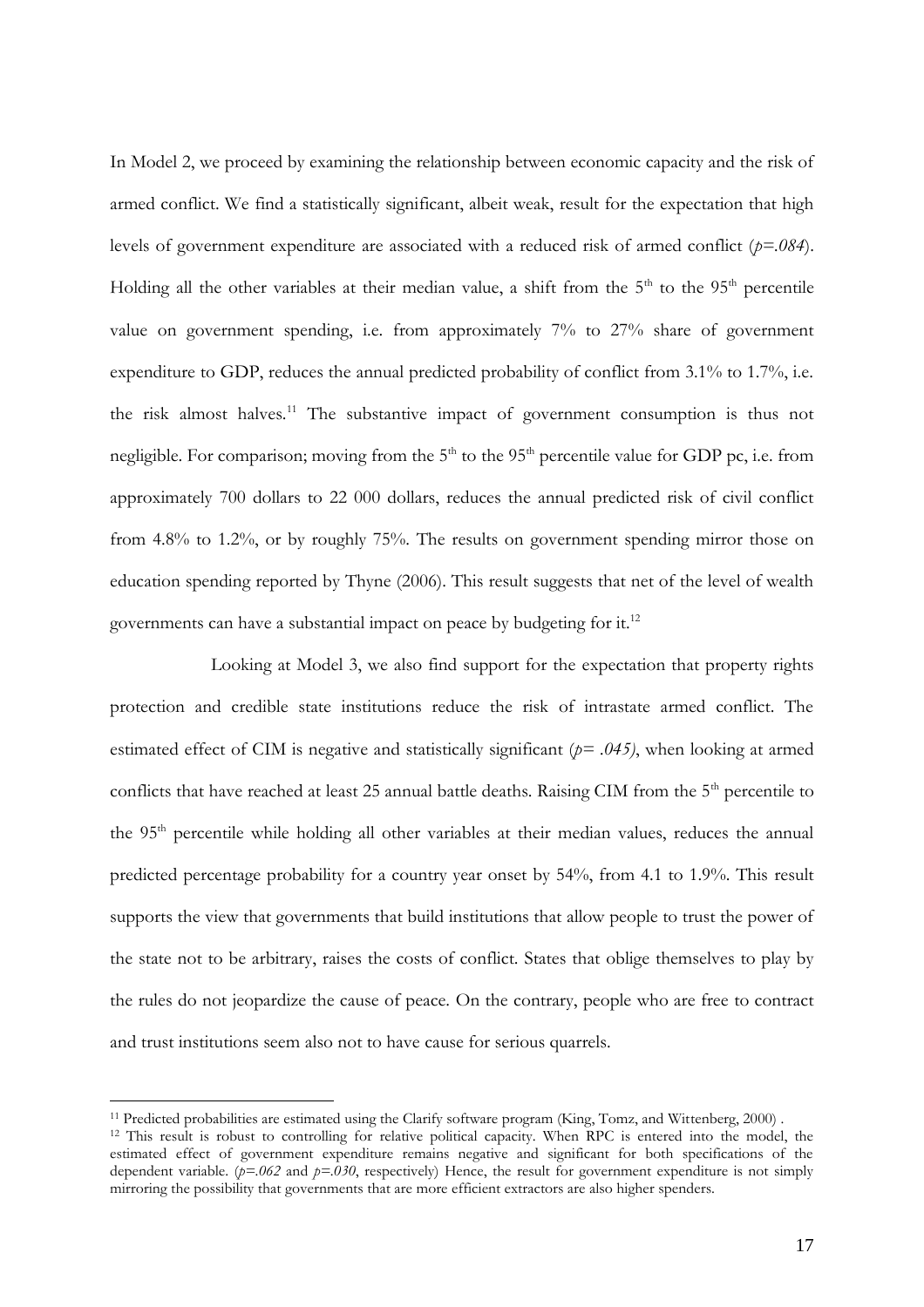In Model 2, we proceed by examining the relationship between economic capacity and the risk of armed conflict. We find a statistically significant, albeit weak, result for the expectation that high levels of government expenditure are associated with a reduced risk of armed conflict (*p=.084*). Holding all the other variables at their median value, a shift from the 5[th] to the 95[th] percentile value on government spending, i.e. from approximately 7% to 27% share of government expenditure to GDP, reduces the annual predicted probability of conflict from 3.1% to 1.7%, i.e. the risk almost halves.[11] The substantive impact of government consumption is thus not negligible. For comparison; moving from the 5[th] to the 95[th] percentile value for GDP pc, i.e. from approximately 700 dollars to 22 000 dollars, reduces the annual predicted risk of civil conflict from 4.8% to 1.2%, or by roughly 75%. The results on government spending mirror those on education spending reported by Thyne (2006). This result suggests that net of the level of wealth governments can have a substantial impact on peace by budgeting for it.[12]

Looking at Model 3, we also find support for the expectation that property rights protection and credible state institutions reduce the risk of intrastate armed conflict. The estimated effect of CIM is negative and statistically significant (*p= .045)*, when looking at armed conflicts that have reached at least 25 annual battle deaths. Raising CIM from the 5[th] percentile to the 95[th] percentile while holding all other variables at their median values, reduces the annual predicted percentage probability for a country year onset by 54%, from 4.1 to 1.9%. This result supports the view that governments that build institutions that allow people to trust the power of the state not to be arbitrary, raises the costs of conflict. States that oblige themselves to play by the rules do not jeopardize the cause of peace. On the contrary, people who are free to contract and trust institutions seem also not to have cause for serious quarrels.

---

[11] Predicted probabilities are estimated using the Clarify software program (King, Tomz, and Wittenberg, 2000) .

[12] This result is robust to controlling for relative political capacity. When RPC is entered into the model, the estimated effect of government expenditure remains negative and significant for both specifications of the dependent variable. (*p=.062* and *p=.030*, respectively) Hence, the result for government expenditure is not simply mirroring the possibility that governments that are more efficient extractors are also higher spenders.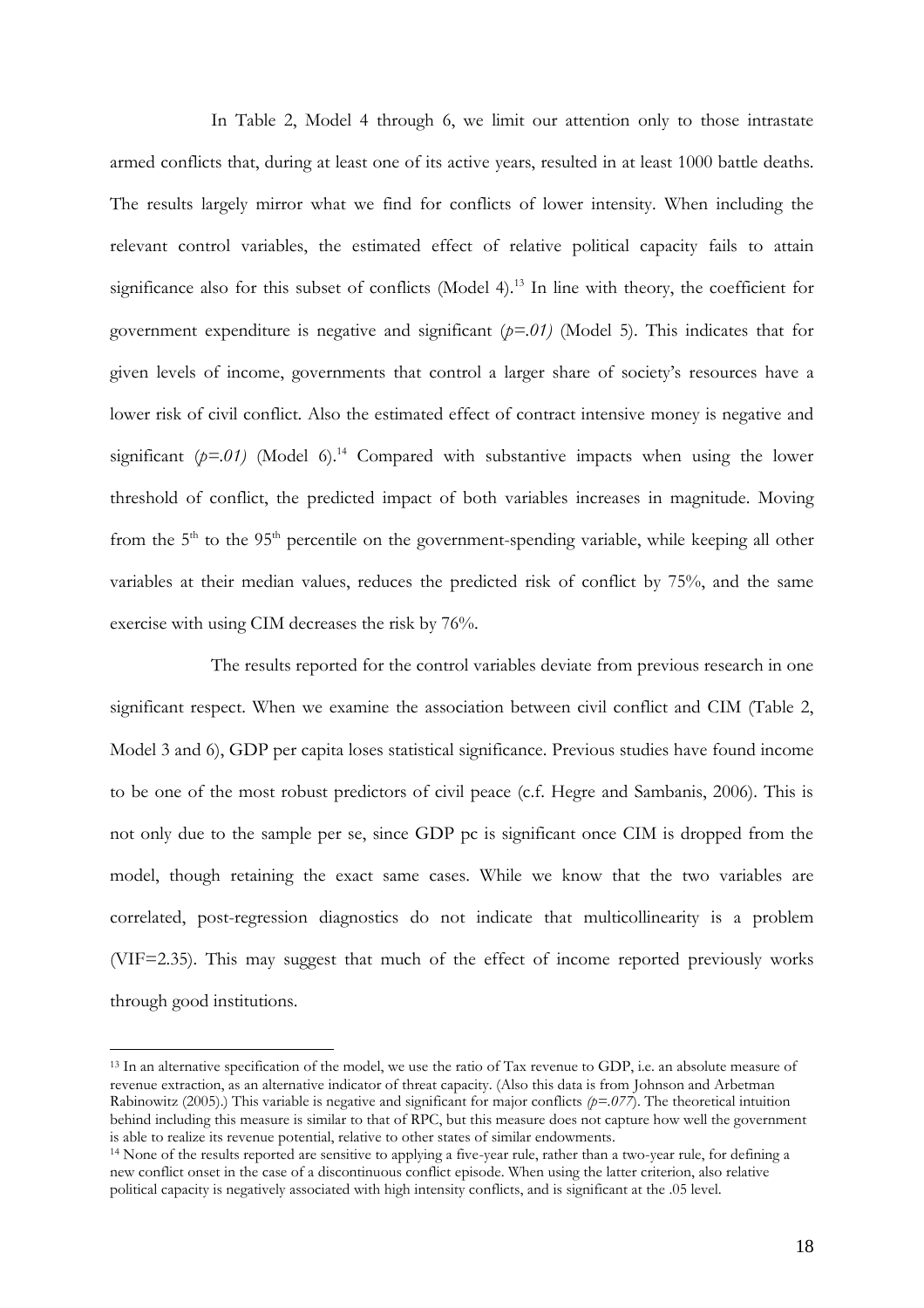In Table 2, Model 4 through 6, we limit our attention only to those intrastate armed conflicts that, during at least one of its active years, resulted in at least 1000 battle deaths. The results largely mirror what we find for conflicts of lower intensity. When including the relevant control variables, the estimated effect of relative political capacity fails to attain significance also for this subset of conflicts (Model 4).[13] In line with theory, the coefficient for government expenditure is negative and significant (*p=.01*) (Model 5). This indicates that for given levels of income, governments that control a larger share of society's resources have a lower risk of civil conflict. Also the estimated effect of contract intensive money is negative and significant (*p=.01*) (Model 6).[14] Compared with substantive impacts when using the lower threshold of conflict, the predicted impact of both variables increases in magnitude. Moving from the 5th to the 95th percentile on the government-spending variable, while keeping all other variables at their median values, reduces the predicted risk of conflict by 75%, and the same exercise with using CIM decreases the risk by 76%.

The results reported for the control variables deviate from previous research in one significant respect. When we examine the association between civil conflict and CIM (Table 2, Model 3 and 6), GDP per capita loses statistical significance. Previous studies have found income to be one of the most robust predictors of civil peace (c.f. Hegre and Sambanis, 2006). This is not only due to the sample per se, since GDP pc is significant once CIM is dropped from the model, though retaining the exact same cases. While we know that the two variables are correlated, post-regression diagnostics do not indicate that multicollinearity is a problem (VIF=2.35). This may suggest that much of the effect of income reported previously works through good institutions.

[13] In an alternative specification of the model, we use the ratio of Tax revenue to GDP, i.e. an absolute measure of revenue extraction, as an alternative indicator of threat capacity. (Also this data is from Johnson and Arbetman Rabinowitz (2005).) This variable is negative and significant for major conflicts *(p=.077*). The theoretical intuition behind including this measure is similar to that of RPC, but this measure does not capture how well the government is able to realize its revenue potential, relative to other states of similar endowments.

[14] None of the results reported are sensitive to applying a five-year rule, rather than a two-year rule, for defining a new conflict onset in the case of a discontinuous conflict episode. When using the latter criterion, also relative political capacity is negatively associated with high intensity conflicts, and is significant at the .05 level.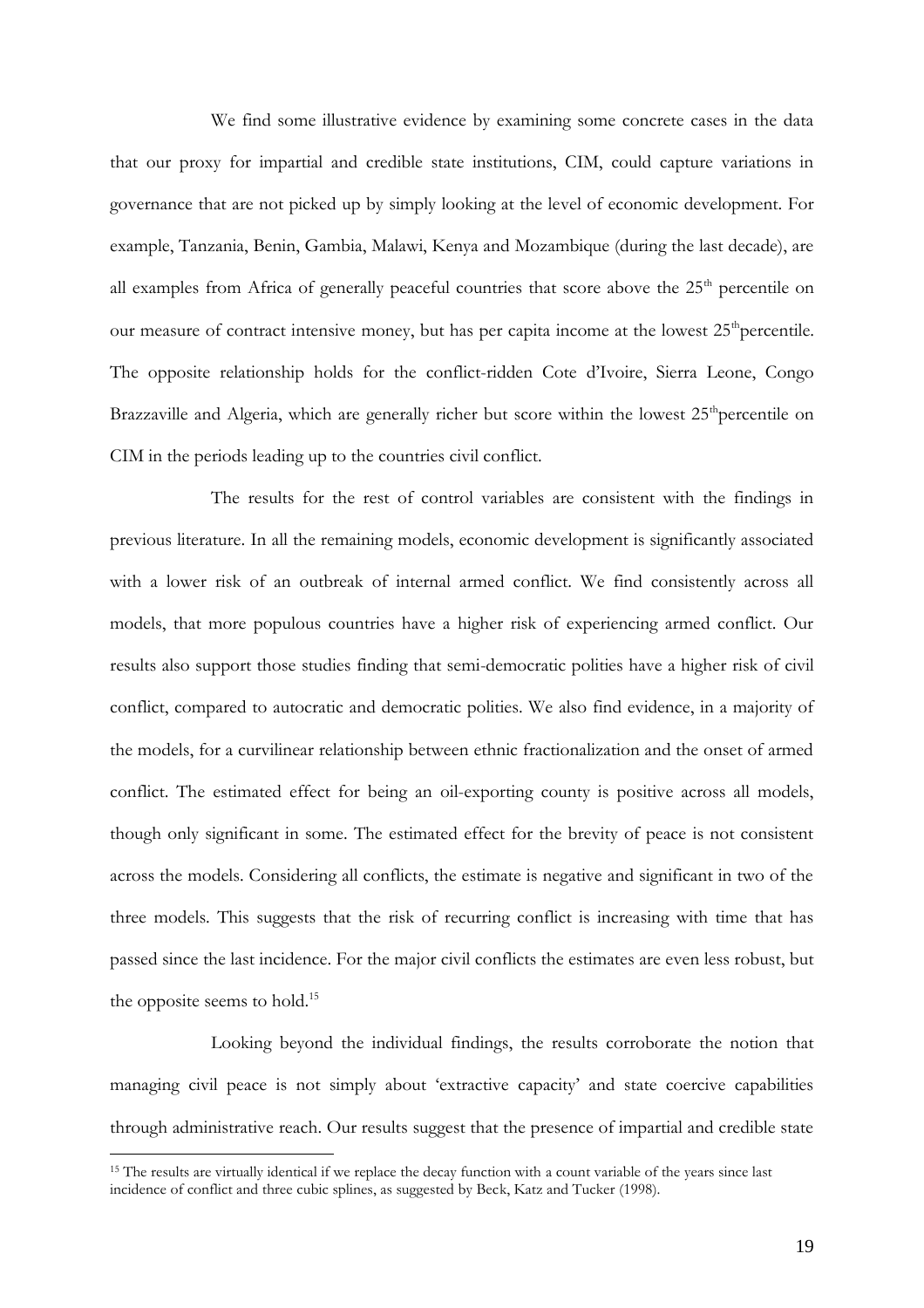We find some illustrative evidence by examining some concrete cases in the data that our proxy for impartial and credible state institutions, CIM, could capture variations in governance that are not picked up by simply looking at the level of economic development. For example, Tanzania, Benin, Gambia, Malawi, Kenya and Mozambique (during the last decade), are all examples from Africa of generally peaceful countries that score above the 25th percentile on our measure of contract intensive money, but has per capita income at the lowest 25thpercentile. The opposite relationship holds for the conflict-ridden Cote d'Ivoire, Sierra Leone, Congo Brazzaville and Algeria, which are generally richer but score within the lowest 25thpercentile on CIM in the periods leading up to the countries civil conflict.

The results for the rest of control variables are consistent with the findings in previous literature. In all the remaining models, economic development is significantly associated with a lower risk of an outbreak of internal armed conflict. We find consistently across all models, that more populous countries have a higher risk of experiencing armed conflict. Our results also support those studies finding that semi-democratic polities have a higher risk of civil conflict, compared to autocratic and democratic polities. We also find evidence, in a majority of the models, for a curvilinear relationship between ethnic fractionalization and the onset of armed conflict. The estimated effect for being an oil-exporting county is positive across all models, though only significant in some. The estimated effect for the brevity of peace is not consistent across the models. Considering all conflicts, the estimate is negative and significant in two of the three models. This suggests that the risk of recurring conflict is increasing with time that has passed since the last incidence. For the major civil conflicts the estimates are even less robust, but the opposite seems to hold.[15]

Looking beyond the individual findings, the results corroborate the notion that managing civil peace is not simply about 'extractive capacity' and state coercive capabilities through administrative reach. Our results suggest that the presence of impartial and credible state

[15] The results are virtually identical if we replace the decay function with a count variable of the years since last incidence of conflict and three cubic splines, as suggested by Beck, Katz and Tucker (1998).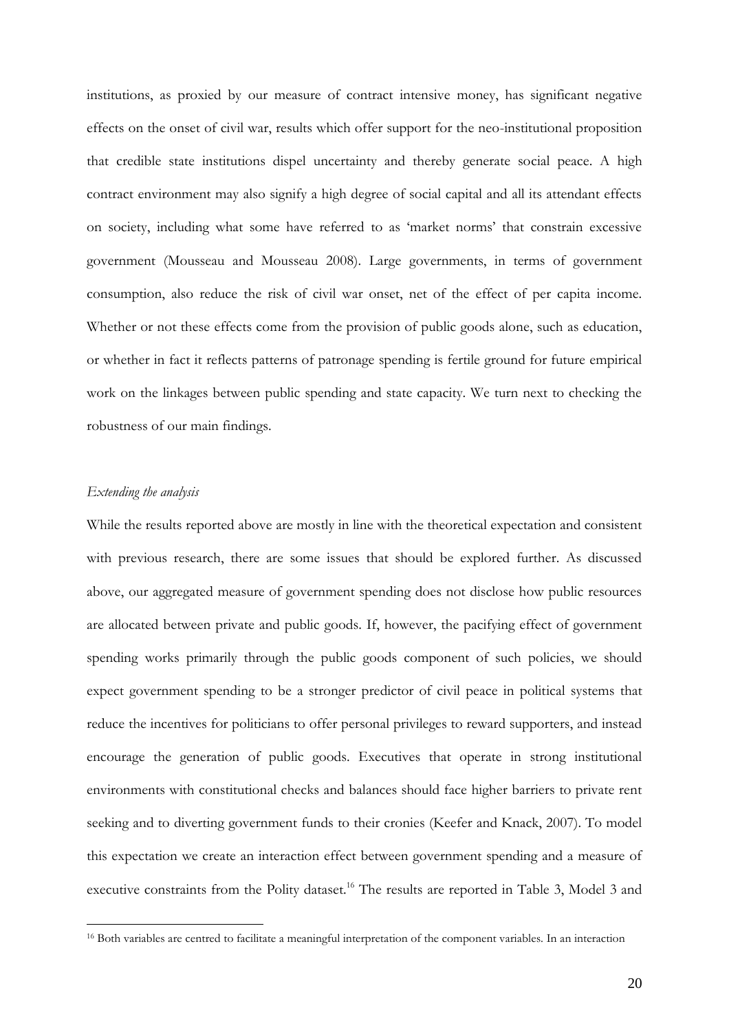institutions, as proxied by our measure of contract intensive money, has significant negative effects on the onset of civil war, results which offer support for the neo-institutional proposition that credible state institutions dispel uncertainty and thereby generate social peace. A high contract environment may also signify a high degree of social capital and all its attendant effects on society, including what some have referred to as 'market norms' that constrain excessive government (Mousseau and Mousseau 2008). Large governments, in terms of government consumption, also reduce the risk of civil war onset, net of the effect of per capita income. Whether or not these effects come from the provision of public goods alone, such as education, or whether in fact it reflects patterns of patronage spending is fertile ground for future empirical work on the linkages between public spending and state capacity. We turn next to checking the robustness of our main findings.

*Extending the analysis*

While the results reported above are mostly in line with the theoretical expectation and consistent with previous research, there are some issues that should be explored further. As discussed above, our aggregated measure of government spending does not disclose how public resources are allocated between private and public goods. If, however, the pacifying effect of government spending works primarily through the public goods component of such policies, we should expect government spending to be a stronger predictor of civil peace in political systems that reduce the incentives for politicians to offer personal privileges to reward supporters, and instead encourage the generation of public goods. Executives that operate in strong institutional environments with constitutional checks and balances should face higher barriers to private rent seeking and to diverting government funds to their cronies (Keefer and Knack, 2007). To model this expectation we create an interaction effect between government spending and a measure of executive constraints from the Polity dataset.[16] The results are reported in Table 3, Model 3 and

[16] Both variables are centred to facilitate a meaningful interpretation of the component variables. In an interaction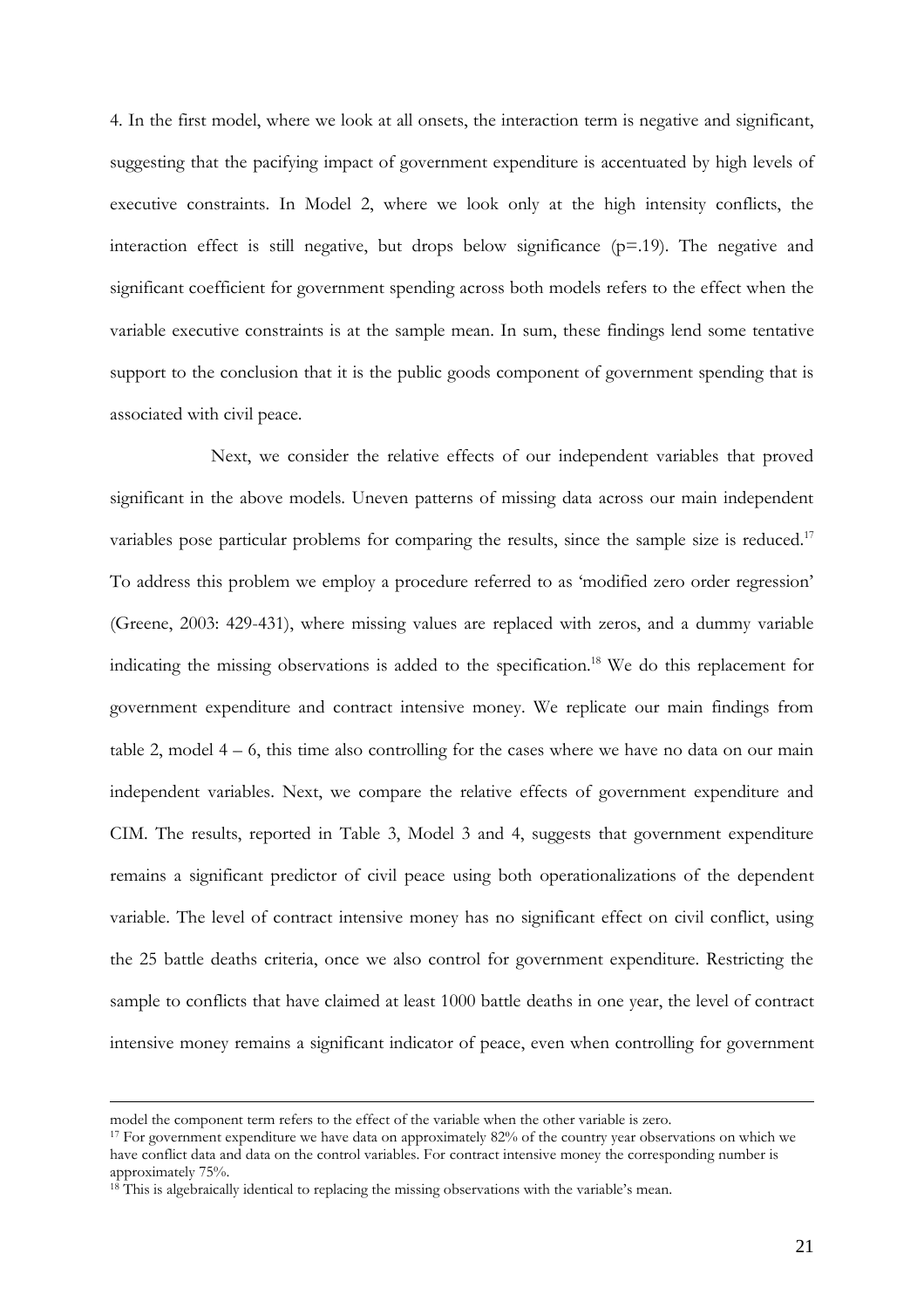4. In the first model, where we look at all onsets, the interaction term is negative and significant, suggesting that the pacifying impact of government expenditure is accentuated by high levels of executive constraints. In Model 2, where we look only at the high intensity conflicts, the interaction effect is still negative, but drops below significance ($p=.19$). The negative and significant coefficient for government spending across both models refers to the effect when the variable executive constraints is at the sample mean. In sum, these findings lend some tentative support to the conclusion that it is the public goods component of government spending that is associated with civil peace.

Next, we consider the relative effects of our independent variables that proved significant in the above models. Uneven patterns of missing data across our main independent variables pose particular problems for comparing the results, since the sample size is reduced.[17] To address this problem we employ a procedure referred to as 'modified zero order regression' (Greene, 2003: 429-431), where missing values are replaced with zeros, and a dummy variable indicating the missing observations is added to the specification.[18] We do this replacement for government expenditure and contract intensive money. We replicate our main findings from table 2, model 4 – 6, this time also controlling for the cases where we have no data on our main independent variables. Next, we compare the relative effects of government expenditure and CIM. The results, reported in Table 3, Model 3 and 4, suggests that government expenditure remains a significant predictor of civil peace using both operationalizations of the dependent variable. The level of contract intensive money has no significant effect on civil conflict, using the 25 battle deaths criteria, once we also control for government expenditure. Restricting the sample to conflicts that have claimed at least 1000 battle deaths in one year, the level of contract intensive money remains a significant indicator of peace, even when controlling for government

---

model the component term refers to the effect of the variable when the other variable is zero.

[17] For government expenditure we have data on approximately 82% of the country year observations on which we have conflict data and data on the control variables. For contract intensive money the corresponding number is approximately 75%.

[18] This is algebraically identical to replacing the missing observations with the variable's mean.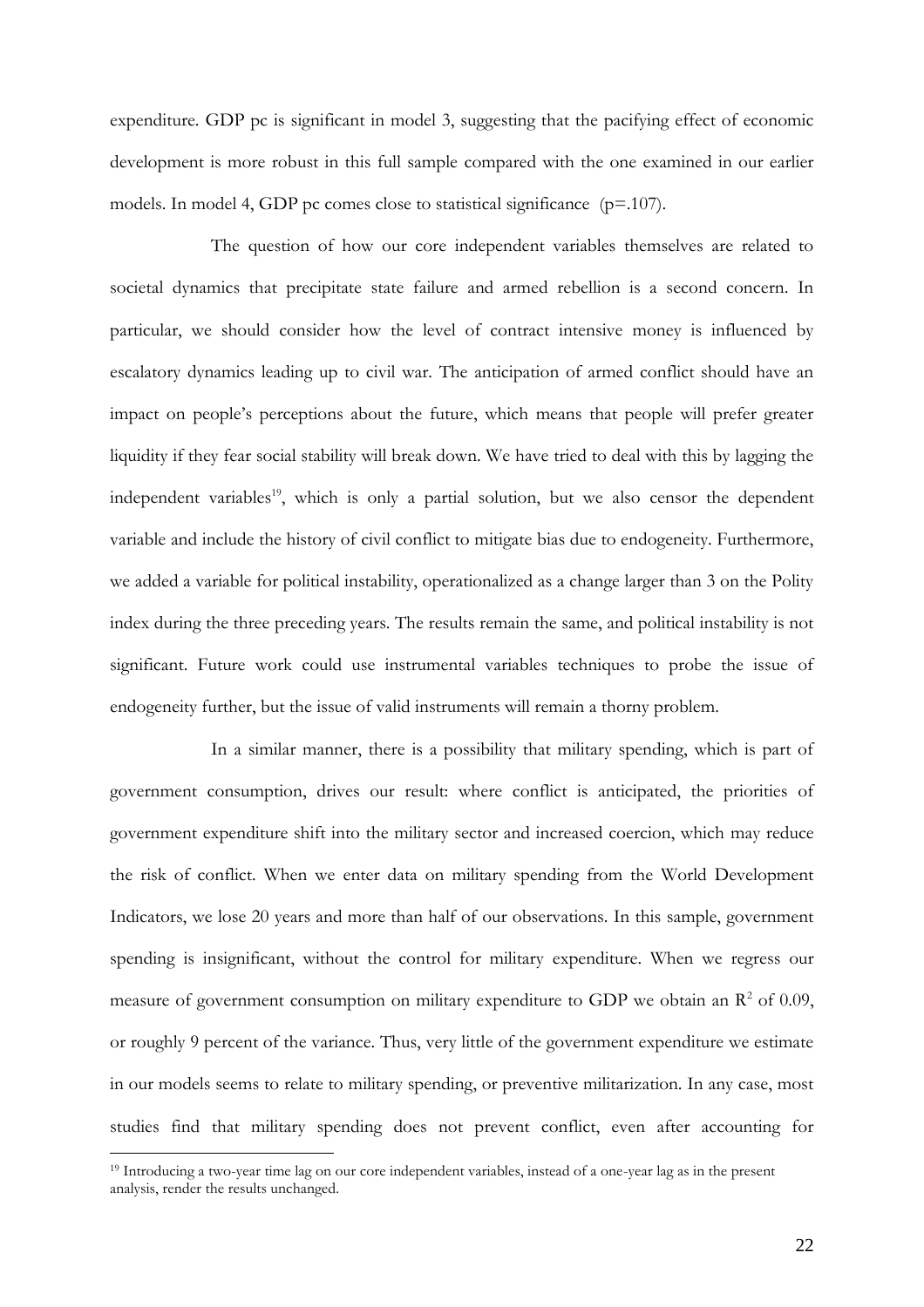expenditure. GDP pc is significant in model 3, suggesting that the pacifying effect of economic development is more robust in this full sample compared with the one examined in our earlier models. In model 4, GDP pc comes close to statistical significance ($p=.107$).

The question of how our core independent variables themselves are related to societal dynamics that precipitate state failure and armed rebellion is a second concern. In particular, we should consider how the level of contract intensive money is influenced by escalatory dynamics leading up to civil war. The anticipation of armed conflict should have an impact on people's perceptions about the future, which means that people will prefer greater liquidity if they fear social stability will break down. We have tried to deal with this by lagging the independent variables[19], which is only a partial solution, but we also censor the dependent variable and include the history of civil conflict to mitigate bias due to endogeneity. Furthermore, we added a variable for political instability, operationalized as a change larger than 3 on the Polity index during the three preceding years. The results remain the same, and political instability is not significant. Future work could use instrumental variables techniques to probe the issue of endogeneity further, but the issue of valid instruments will remain a thorny problem.

In a similar manner, there is a possibility that military spending, which is part of government consumption, drives our result: where conflict is anticipated, the priorities of government expenditure shift into the military sector and increased coercion, which may reduce the risk of conflict. When we enter data on military spending from the World Development Indicators, we lose 20 years and more than half of our observations. In this sample, government spending is insignificant, without the control for military expenditure. When we regress our measure of government consumption on military expenditure to GDP we obtain an $R^2$ of 0.09, or roughly 9 percent of the variance. Thus, very little of the government expenditure we estimate in our models seems to relate to military spending, or preventive militarization. In any case, most studies find that military spending does not prevent conflict, even after accounting for

[19] Introducing a two-year time lag on our core independent variables, instead of a one-year lag as in the present analysis, render the results unchanged.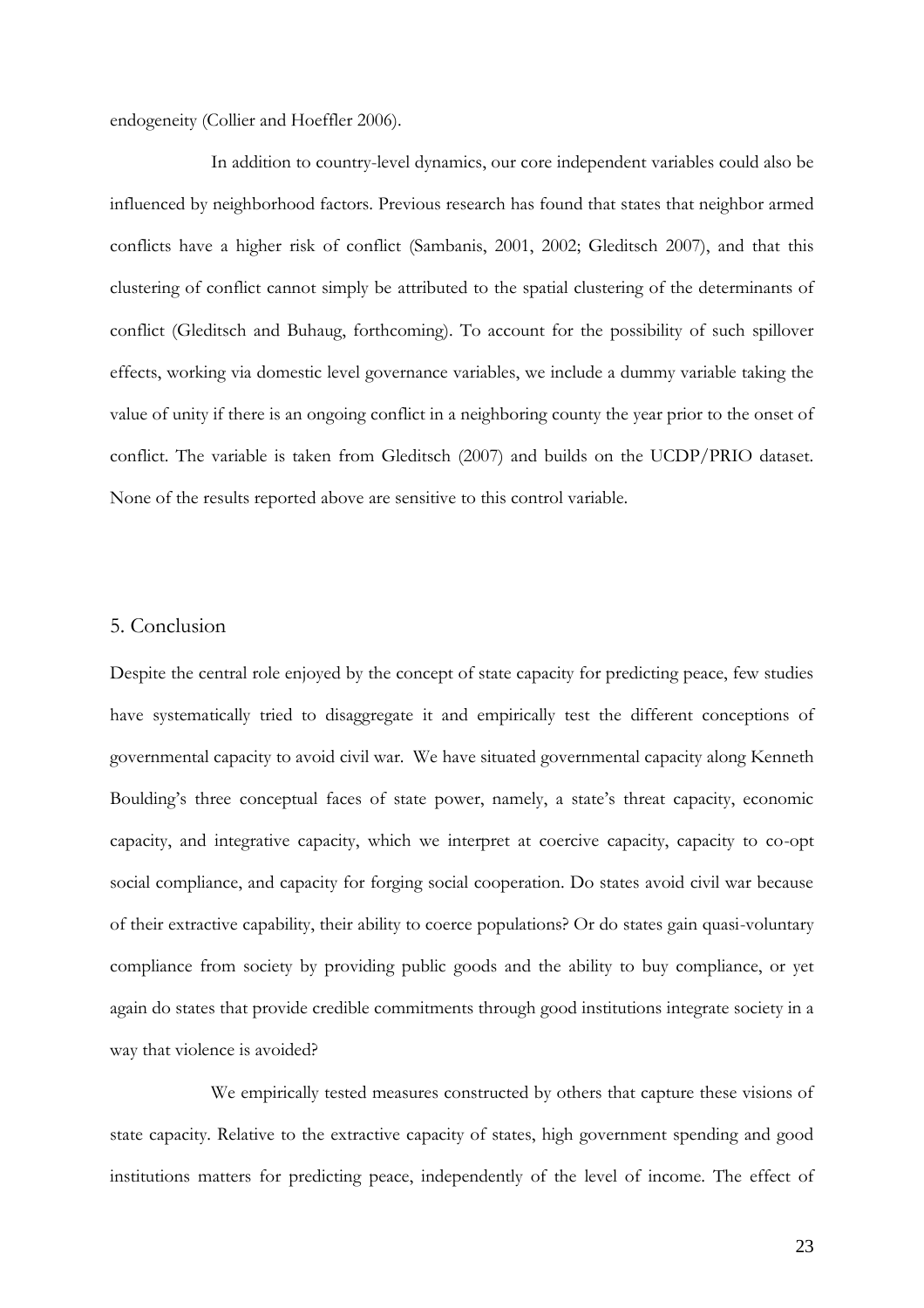endogeneity (Collier and Hoeffler 2006).

In addition to country-level dynamics, our core independent variables could also be influenced by neighborhood factors. Previous research has found that states that neighbor armed conflicts have a higher risk of conflict (Sambanis, 2001, 2002; Gleditsch 2007), and that this clustering of conflict cannot simply be attributed to the spatial clustering of the determinants of conflict (Gleditsch and Buhaug, forthcoming). To account for the possibility of such spillover effects, working via domestic level governance variables, we include a dummy variable taking the value of unity if there is an ongoing conflict in a neighboring county the year prior to the onset of conflict. The variable is taken from Gleditsch (2007) and builds on the UCDP/PRIO dataset. None of the results reported above are sensitive to this control variable.

## 5. Conclusion

Despite the central role enjoyed by the concept of state capacity for predicting peace, few studies have systematically tried to disaggregate it and empirically test the different conceptions of governmental capacity to avoid civil war. We have situated governmental capacity along Kenneth Boulding's three conceptual faces of state power, namely, a state's threat capacity, economic capacity, and integrative capacity, which we interpret at coercive capacity, capacity to co-opt social compliance, and capacity for forging social cooperation. Do states avoid civil war because of their extractive capability, their ability to coerce populations? Or do states gain quasi-voluntary compliance from society by providing public goods and the ability to buy compliance, or yet again do states that provide credible commitments through good institutions integrate society in a way that violence is avoided?

We empirically tested measures constructed by others that capture these visions of state capacity. Relative to the extractive capacity of states, high government spending and good institutions matters for predicting peace, independently of the level of income. The effect of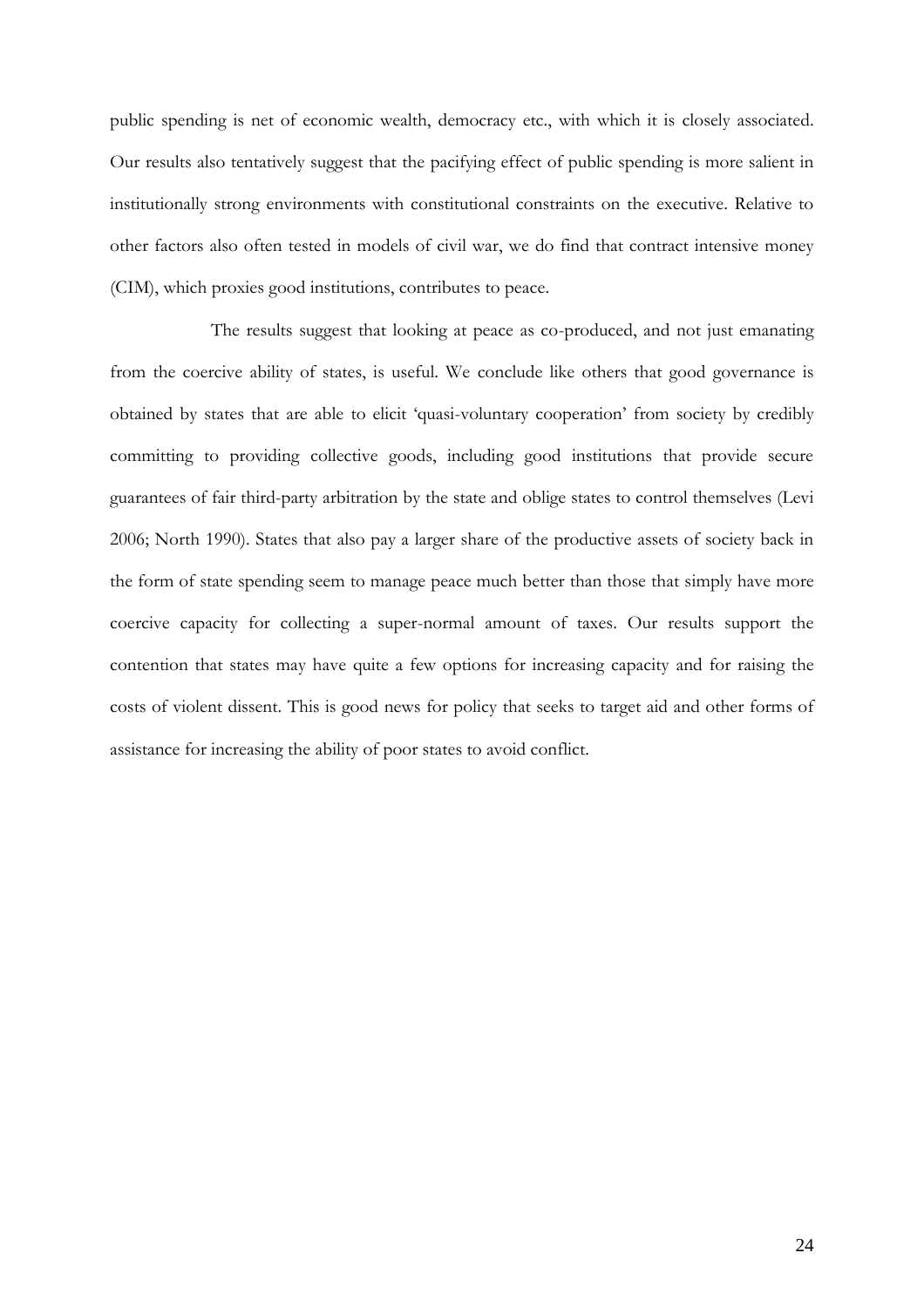public spending is net of economic wealth, democracy etc., with which it is closely associated. Our results also tentatively suggest that the pacifying effect of public spending is more salient in institutionally strong environments with constitutional constraints on the executive. Relative to other factors also often tested in models of civil war, we do find that contract intensive money (CIM), which proxies good institutions, contributes to peace.

The results suggest that looking at peace as co-produced, and not just emanating from the coercive ability of states, is useful. We conclude like others that good governance is obtained by states that are able to elicit 'quasi-voluntary cooperation' from society by credibly committing to providing collective goods, including good institutions that provide secure guarantees of fair third-party arbitration by the state and oblige states to control themselves (Levi 2006; North 1990). States that also pay a larger share of the productive assets of society back in the form of state spending seem to manage peace much better than those that simply have more coercive capacity for collecting a super-normal amount of taxes. Our results support the contention that states may have quite a few options for increasing capacity and for raising the costs of violent dissent. This is good news for policy that seeks to target aid and other forms of assistance for increasing the ability of poor states to avoid conflict.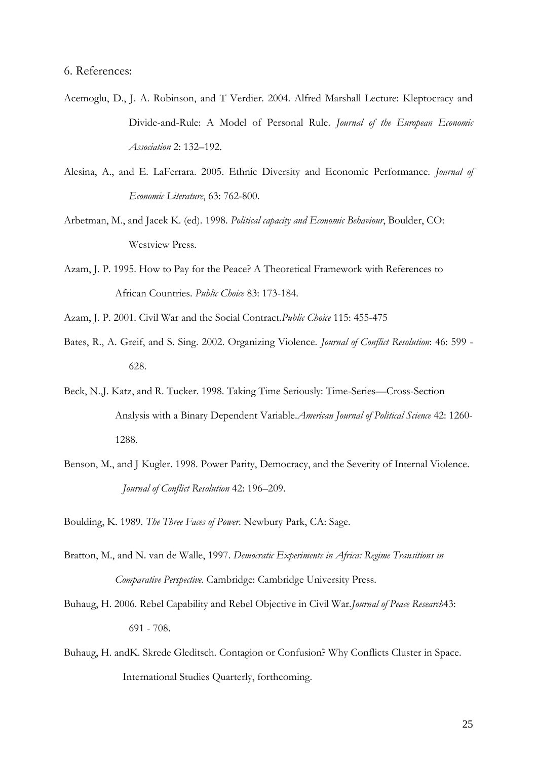6. References:

Acemoglu, D., J. A. Robinson, and T Verdier. 2004. Alfred Marshall Lecture: Kleptocracy and Divide-and-Rule: A Model of Personal Rule. *Journal of the European Economic Association* 2: 132–192.

Alesina, A., and E. LaFerrara. 2005. Ethnic Diversity and Economic Performance. *Journal of Economic Literature*, 63: 762-800.

Arbetman, M., and Jacek K. (ed). 1998. *Political capacity and Economic Behaviour*, Boulder, CO: Westview Press.

Azam, J. P. 1995. How to Pay for the Peace? A Theoretical Framework with References to African Countries. *Public Choice* 83: 173-184.

Azam, J. P. 2001. Civil War and the Social Contract.*Public Choice* 115: 455-475

Bates, R., A. Greif, and S. Sing. 2002. Organizing Violence. *Journal of Conflict Resolution*: 46: 599 - 628.

Beck, N.,J. Katz, and R. Tucker. 1998. Taking Time Seriously: Time-Series—Cross-Section Analysis with a Binary Dependent Variable.*American Journal of Political Science* 42: 1260-1288.

Benson, M., and J Kugler. 1998. Power Parity, Democracy, and the Severity of Internal Violence. *Journal of Conflict Resolution* 42: 196–209.

Boulding, K. 1989. *The Three Faces of Power*. Newbury Park, CA: Sage.

Bratton, M., and N. van de Walle, 1997. *Democratic Experiments in Africa: Regime Transitions in Comparative Perspective*. Cambridge: Cambridge University Press.

Buhaug, H. 2006. Rebel Capability and Rebel Objective in Civil War.*Journal of Peace Research*43: 691 - 708.

Buhaug, H. andK. Skrede Gleditsch. Contagion or Confusion? Why Conflicts Cluster in Space. International Studies Quarterly, forthcoming.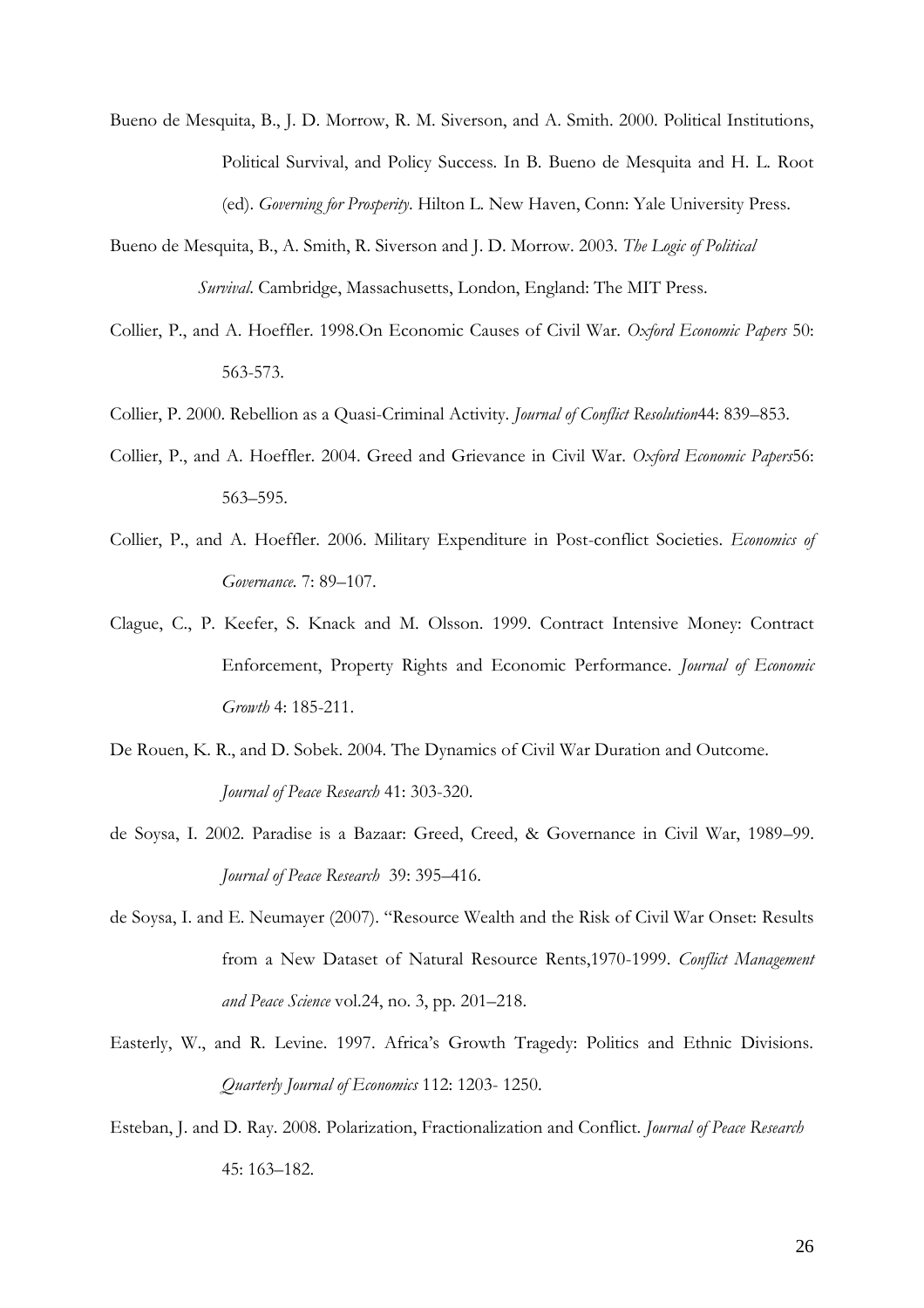Bueno de Mesquita, B., J. D. Morrow, R. M. Siverson, and A. Smith. 2000. Political Institutions, Political Survival, and Policy Success. In B. Bueno de Mesquita and H. L. Root (ed). *Governing for Prosperity*. Hilton L. New Haven, Conn: Yale University Press.

Bueno de Mesquita, B., A. Smith, R. Siverson and J. D. Morrow. 2003. *The Logic of Political Survival*. Cambridge, Massachusetts, London, England: The MIT Press.

Collier, P., and A. Hoeffler. 1998.On Economic Causes of Civil War. *Oxford Economic Papers* 50: 563-573.

Collier, P. 2000. Rebellion as a Quasi-Criminal Activity. *Journal of Conflict Resolution*44: 839–853.

Collier, P., and A. Hoeffler. 2004. Greed and Grievance in Civil War. *Oxford Economic Papers*56: 563–595.

Collier, P., and A. Hoeffler. 2006. Military Expenditure in Post-conflict Societies. *Economics of Governance.* 7: 89–107.

Clague, C., P. Keefer, S. Knack and M. Olsson. 1999. Contract Intensive Money: Contract Enforcement, Property Rights and Economic Performance. *Journal of Economic Growth* 4: 185-211.

De Rouen, K. R., and D. Sobek. 2004. The Dynamics of Civil War Duration and Outcome. *Journal of Peace Research* 41: 303-320.

de Soysa, I. 2002. Paradise is a Bazaar: Greed, Creed, & Governance in Civil War, 1989–99. *Journal of Peace Research* 39: 395–416.

de Soysa, I. and E. Neumayer (2007). "Resource Wealth and the Risk of Civil War Onset: Results from a New Dataset of Natural Resource Rents,1970-1999. *Conflict Management and Peace Science* vol.24, no. 3, pp. 201–218.

Easterly, W., and R. Levine. 1997. Africa's Growth Tragedy: Politics and Ethnic Divisions. *Quarterly Journal of Economics* 112: 1203- 1250.

Esteban, J. and D. Ray. 2008. Polarization, Fractionalization and Conflict. *Journal of Peace Research* 45: 163–182.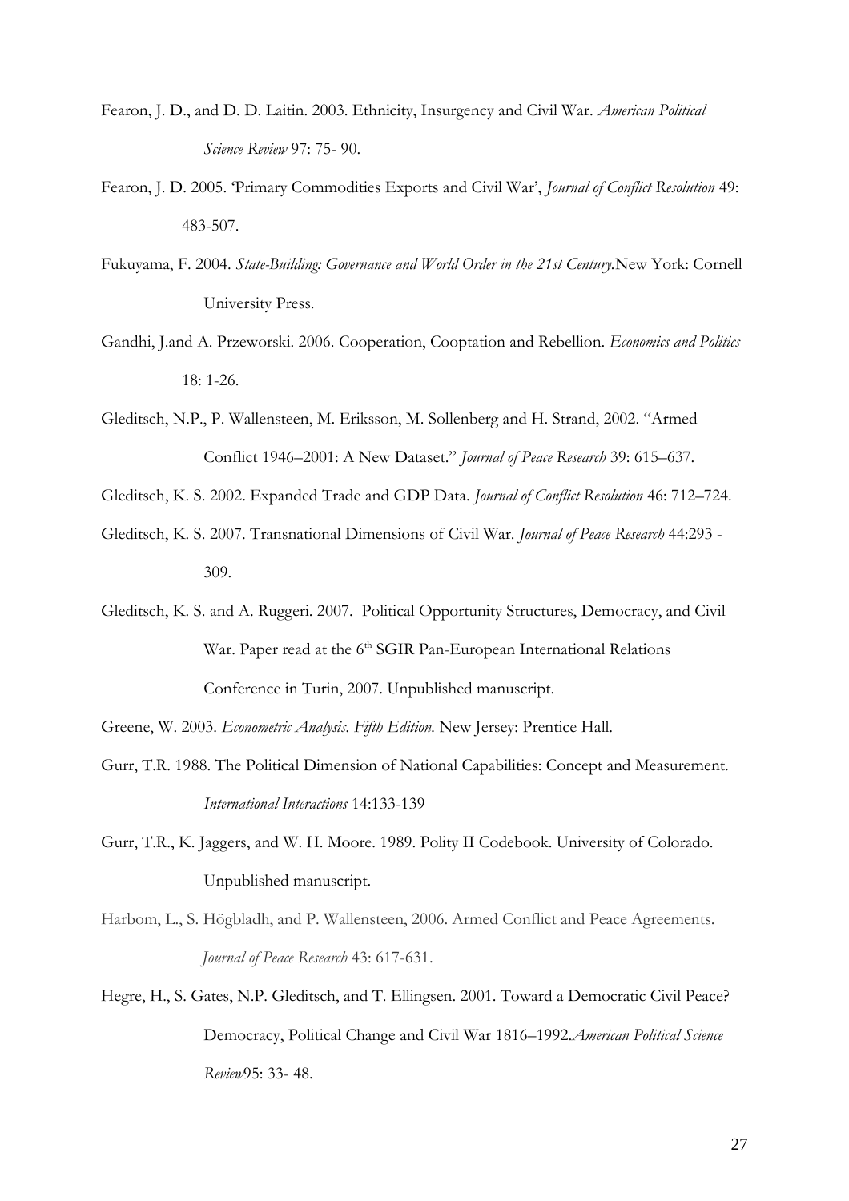Fearon, J. D., and D. D. Laitin. 2003. Ethnicity, Insurgency and Civil War. *American Political Science Review* 97: 75- 90.

Fearon, J. D. 2005. 'Primary Commodities Exports and Civil War', *Journal of Conflict Resolution* 49: 483-507.

Fukuyama, F. 2004. *State-Building: Governance and World Order in the 21st Century.*New York: Cornell University Press.

Gandhi, J.and A. Przeworski. 2006. Cooperation, Cooptation and Rebellion. *Economics and Politics* 18: 1-26.

Gleditsch, N.P., P. Wallensteen, M. Eriksson, M. Sollenberg and H. Strand, 2002. "Armed Conflict 1946–2001: A New Dataset." *Journal of Peace Research* 39: 615–637.

Gleditsch, K. S. 2002. Expanded Trade and GDP Data. *Journal of Conflict Resolution* 46: 712–724.

Gleditsch, K. S. 2007. Transnational Dimensions of Civil War. *Journal of Peace Research* 44:293 - 309.

Gleditsch, K. S. and A. Ruggeri. 2007. Political Opportunity Structures, Democracy, and Civil War. Paper read at the 6th SGIR Pan-European International Relations Conference in Turin, 2007. Unpublished manuscript.

Greene, W. 2003. *Econometric Analysis. Fifth Edition.* New Jersey: Prentice Hall.

Gurr, T.R. 1988. The Political Dimension of National Capabilities: Concept and Measurement. *International Interactions* 14:133-139

Gurr, T.R., K. Jaggers, and W. H. Moore. 1989. Polity II Codebook. University of Colorado. Unpublished manuscript.

Harbom, L., S. Högbladh, and P. Wallensteen, 2006. Armed Conflict and Peace Agreements. *Journal of Peace Research* 43: 617-631.

Hegre, H., S. Gates, N.P. Gleditsch, and T. Ellingsen. 2001. Toward a Democratic Civil Peace? Democracy, Political Change and Civil War 1816–1992.*American Political Science Review*95: 33- 48.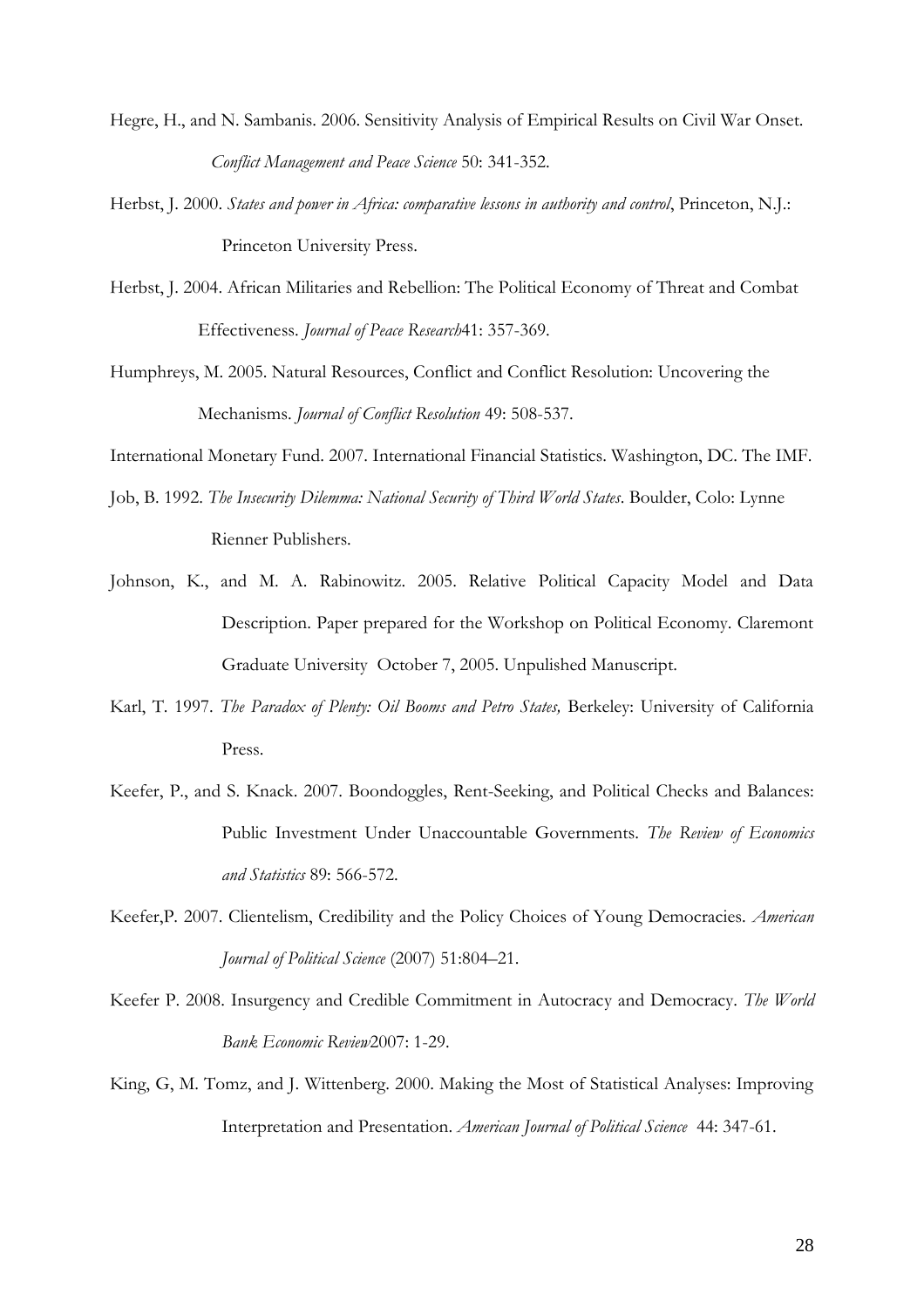Hegre, H., and N. Sambanis. 2006. Sensitivity Analysis of Empirical Results on Civil War Onset. *Conflict Management and Peace Science* 50: 341-352.

Herbst, J. 2000. *States and power in Africa: comparative lessons in authority and control*, Princeton, N.J.: Princeton University Press.

Herbst, J. 2004. African Militaries and Rebellion: The Political Economy of Threat and Combat Effectiveness. *Journal of Peace Research*41: 357-369.

Humphreys, M. 2005. Natural Resources, Conflict and Conflict Resolution: Uncovering the Mechanisms. *Journal of Conflict Resolution* 49: 508-537.

International Monetary Fund. 2007. International Financial Statistics. Washington, DC. The IMF.

Job, B. 1992. *The Insecurity Dilemma: National Security of Third World States*. Boulder, Colo: Lynne Rienner Publishers.

Johnson, K., and M. A. Rabinowitz. 2005. Relative Political Capacity Model and Data Description. Paper prepared for the Workshop on Political Economy. Claremont Graduate University October 7, 2005. Unpulished Manuscript.

Karl, T. 1997. *The Paradox of Plenty: Oil Booms and Petro States,* Berkeley: University of California Press.

Keefer, P., and S. Knack. 2007. Boondoggles, Rent-Seeking, and Political Checks and Balances: Public Investment Under Unaccountable Governments. *The Review of Economics and Statistics* 89: 566-572.

Keefer,P. 2007. Clientelism, Credibility and the Policy Choices of Young Democracies. *American Journal of Political Science* (2007) 51:804–21.

Keefer P. 2008. Insurgency and Credible Commitment in Autocracy and Democracy. *The World Bank Economic Review*2007: 1-29.

King, G, M. Tomz, and J. Wittenberg. 2000. Making the Most of Statistical Analyses: Improving Interpretation and Presentation. *American Journal of Political Science* 44: 347-61.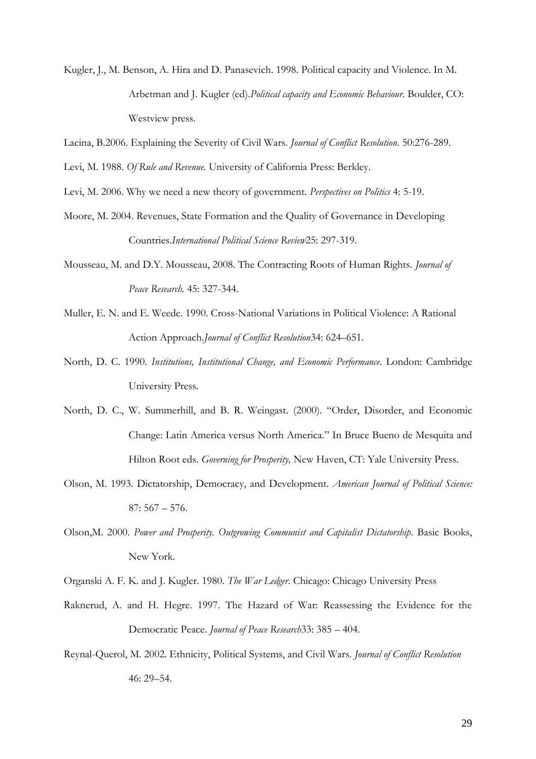Kugler, J., M. Benson, A. Hira and D. Panasevich. 1998. Political capacity and Violence. In M. Arbetman and J. Kugler (ed).*Political capacity and Economic Behaviour*. Boulder, CO: Westview press.

Lacina, B.2006. Explaining the Severity of Civil Wars. *Journal of Conflict Resolution*. 50:276-289.

Levi, M. 1988. *Of Rule and Revenue.* University of California Press: Berkley.

Levi, M. 2006. Why we need a new theory of government. *Perspectives on Politics* 4: 5-19.

Moore, M. 2004. Revenues, State Formation and the Quality of Governance in Developing Countries.*International Political Science Review*25: 297-319.

Mousseau, M. and D.Y. Mousseau, 2008. The Contracting Roots of Human Rights. *Journal of Peace Research.* 45: 327-344.

Muller, E. N. and E. Weede. 1990. Cross-National Variations in Political Violence: A Rational Action Approach.*Journal of Conflict Resolution*34: 624–651.

North, D. C. 1990. *Institutions, Institutional Change, and Economic Performance*. London: Cambridge University Press.

North, D. C., W. Summerhill, and B. R. Weingast. (2000). "Order, Disorder, and Economic Change: Latin America versus North America." In Bruce Bueno de Mesquita and Hilton Root eds. *Governing for Prosperity,* New Haven, CT: Yale University Press.

Olson, M. 1993. Dictatorship, Democracy, and Development. *American Journal of Political Science:* 87: 567 – 576.

Olson,M. 2000. *Power and Prosperity. Outgrowing Communist and Capitalist Dictatorship*. Basic Books, New York.

Organski A. F. K. and J. Kugler. 1980. *The War Ledger*. Chicago: Chicago University Press

Raknerud, A. and H. Hegre. 1997. The Hazard of War: Reassessing the Evidence for the Democratic Peace. *Journal of Peace Research*33: 385 – 404.

Reynal-Querol, M. 2002. Ethnicity, Political Systems, and Civil Wars. *Journal of Conflict Resolution* 46: 29–54.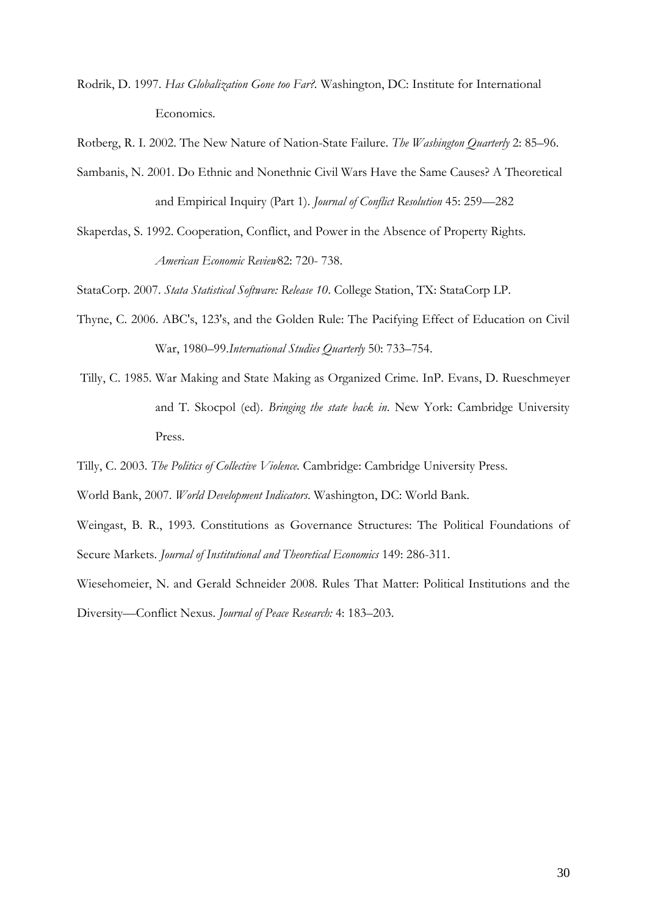Rodrik, D. 1997. *Has Globalization Gone too Far?*. Washington, DC: Institute for International Economics.

Rotberg, R. I. 2002. The New Nature of Nation-State Failure. *The Washington Quarterly* 2: 85–96.

Sambanis, N. 2001. Do Ethnic and Nonethnic Civil Wars Have the Same Causes? A Theoretical and Empirical Inquiry (Part 1). *Journal of Conflict Resolution* 45: 259—282

Skaperdas, S. 1992. Cooperation, Conflict, and Power in the Absence of Property Rights. *American Economic Review*82: 720- 738.

StataCorp. 2007. *Stata Statistical Software: Release 10*. College Station, TX: StataCorp LP.

Thyne, C. 2006. ABC's, 123's, and the Golden Rule: The Pacifying Effect of Education on Civil War, 1980–99.*International Studies Quarterly* 50: 733–754.

Tilly, C. 1985. War Making and State Making as Organized Crime. InP. Evans, D. Rueschmeyer and T. Skocpol (ed). *Bringing the state back in*. New York: Cambridge University Press.

Tilly, C. 2003. *The Politics of Collective Violence.* Cambridge: Cambridge University Press.

World Bank, 2007. *World Development Indicators*. Washington, DC: World Bank.

Weingast, B. R., 1993. Constitutions as Governance Structures: The Political Foundations of Secure Markets. *Journal of Institutional and Theoretical Economics* 149: 286-311.

Wiesehomeier, N. and Gerald Schneider 2008. Rules That Matter: Political Institutions and the Diversity—Conflict Nexus. *Journal of Peace Research:* 4: 183–203.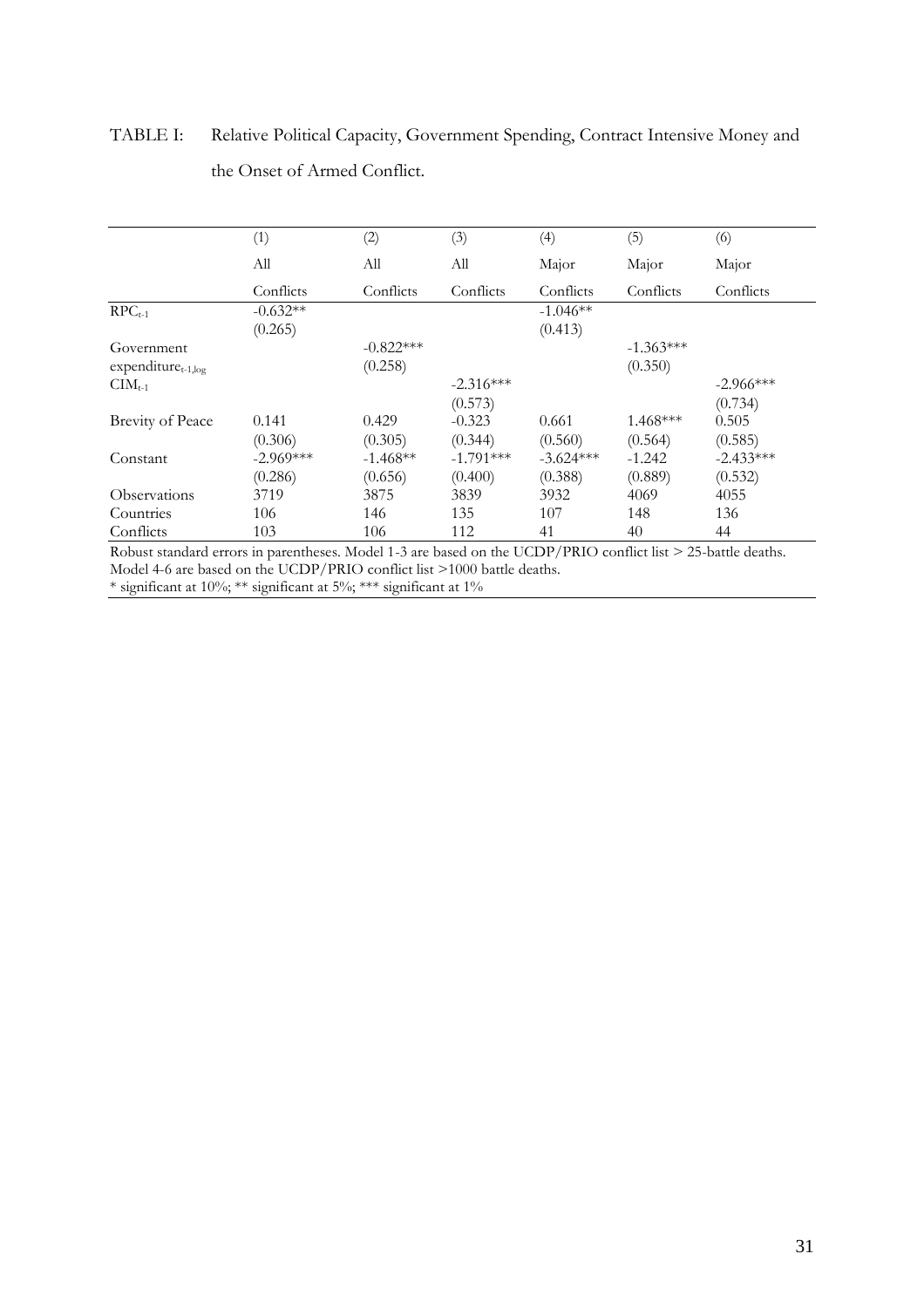TABLE I: Relative Political Capacity, Government Spending, Contract Intensive Money and the Onset of Armed Conflict.

| | (1) | (2) | (3) | (4) | (5) | (6) |
|---|---|---|---|---|---|---|
| | All Conflicts | All Conflicts | All Conflicts | Major Conflicts | Major Conflicts | Major Conflicts |
| $RPC_{t-1}$ | -0.632** | | | -1.046** | | |
| | (0.265) | | | (0.413) | | |
| Government $expenditure_{t-1,log}$ | | -0.822*** | | | -1.363*** | |
| | | (0.258) | | | (0.350) | |
| $CIM_{t-1}$ | | | -2.316*** | | | -2.966*** |
| | | | (0.573) | | | (0.734) |
| Brevity of Peace | 0.141 | 0.429 | -0.323 | 0.661 | 1.468*** | 0.505 |
| | (0.306) | (0.305) | (0.344) | (0.560) | (0.564) | (0.585) |
| Constant | -2.969*** | -1.468** | -1.791*** | -3.624*** | -1.242 | -2.433*** |
| | (0.286) | (0.656) | (0.400) | (0.388) | (0.889) | (0.532) |
| Observations | 3719 | 3875 | 3839 | 3932 | 4069 | 4055 |
| Countries | 106 | 146 | 135 | 107 | 148 | 136 |
| Conflicts | 103 | 106 | 112 | 41 | 40 | 44 |

Robust standard errors in parentheses. Model 1-3 are based on the UCDP/PRIO conflict list > 25-battle deaths. Model 4-6 are based on the UCDP/PRIO conflict list >1000 battle deaths.
* significant at 10%; ** significant at 5%; *** significant at 1%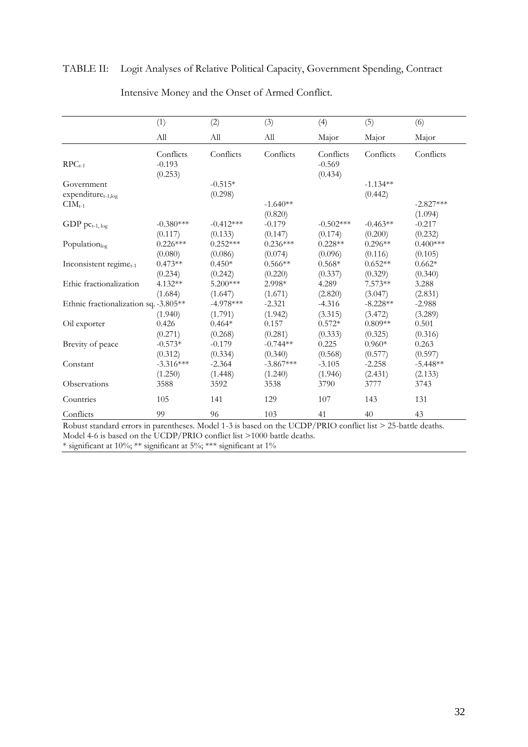TABLE II: Logit Analyses of Relative Political Capacity, Government Spending, Contract Intensive Money and the Onset of Armed Conflict.

| | (1) | (2) | (3) | (4) | (5) | (6) |
|---|---|---|---|---|---|---|
| | All | All | All | Major | Major | Major |
| | Conflicts | Conflicts | Conflicts | Conflicts | Conflicts | Conflicts |
| $RPC_{t-1}$ | -0.193 | | | -0.569 | | |
| | (0.253) | | | (0.434) | | |
| Government $expenditure_{t-1,log}$ | | -0.515* | | | -1.134** | |
| | | (0.298) | | | (0.442) | |
| $CIM_{t-1}$ | | | -1.640** | | | -2.827*** |
| | | | (0.820) | | | (1.094) |
| GDP $pc_{t-1, log}$ | -0.380*** | -0.412*** | -0.179 | -0.502*** | -0.463** | -0.217 |
| | (0.117) | (0.133) | (0.147) | (0.174) | (0.200) | (0.232) |
| $Population_{log}$ | 0.226*** | 0.252*** | 0.236*** | 0.228** | 0.296** | 0.400*** |
| | (0.080) | (0.086) | (0.074) | (0.096) | (0.116) | (0.105) |
| Inconsistent $regime_{t-1}$ | 0.473** | 0.450* | 0.566** | 0.568* | 0.652** | 0.662* |
| | (0.234) | (0.242) | (0.220) | (0.337) | (0.329) | (0.340) |
| Ethic fractionalization | 4.132** | 5.200*** | 2.998* | 4.289 | 7.573** | 3.288 |
| | (1.684) | (1.647) | (1.671) | (2.820) | (3.047) | (2.831) |
| Ethnic fractionalization sq. | -3.805** | -4.978*** | -2.321 | -4.316 | -8.228** | -2.988 |
| | (1.940) | (1.791) | (1.942) | (3.315) | (3.472) | (3.289) |
| Oil exporter | 0.426 | 0.464* | 0.157 | 0.572* | 0.809** | 0.501 |
| | (0.271) | (0.268) | (0.281) | (0.333) | (0.325) | (0.316) |
| Brevity of peace | -0.573* | -0.179 | -0.744** | 0.225 | 0.960* | 0.263 |
| | (0.312) | (0.334) | (0.340) | (0.568) | (0.577) | (0.597) |
| Constant | -3.316*** | -2.364 | -3.867*** | -3.105 | -2.258 | -5.448** |
| | (1.250) | (1.448) | (1.240) | (1.946) | (2.431) | (2.133) |
| Observations | 3588 | 3592 | 3538 | 3790 | 3777 | 3743 |
| Countries | 105 | 141 | 129 | 107 | 143 | 131 |
| Conflicts | 99 | 96 | 103 | 41 | 40 | 43 |

Robust standard errors in parentheses. Model 1-3 is based on the UCDP/PRIO conflict list > 25-battle deaths. Model 4-6 is based on the UCDP/PRIO conflict list >1000 battle deaths.
* significant at 10%; ** significant at 5%; *** significant at 1%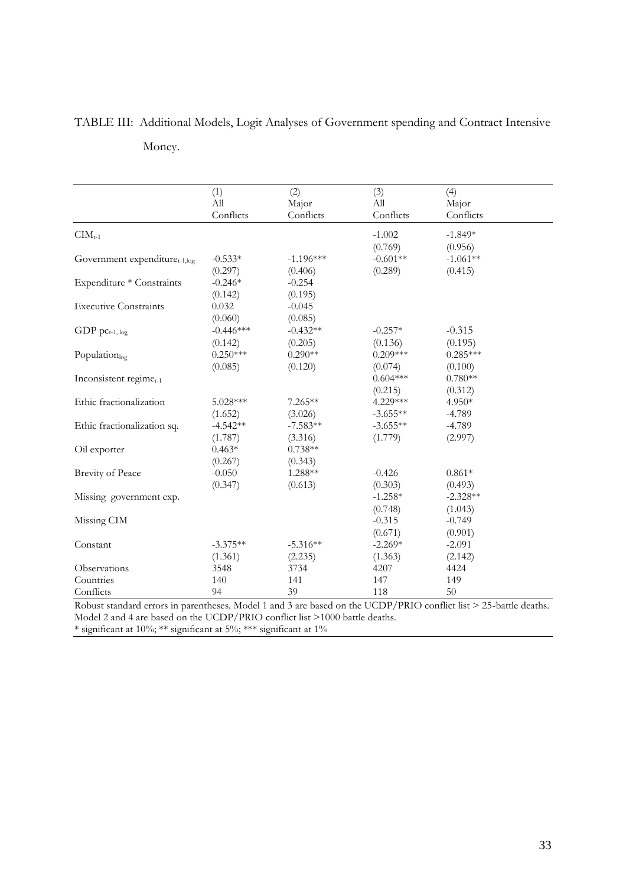TABLE III: Additional Models, Logit Analyses of Government spending and Contract Intensive Money.

| | (1) All Conflicts | (2) Major Conflicts | (3) All Conflicts | (4) Major Conflicts |
|---|---|---|---|---|
| $CIM_{t-1}$ | | | -1.002 | -1.849* |
| | | | (0.769) | (0.956) |
| Government expenditure$_{t-1,log}$ | -0.533* | -1.196*** | -0.601** | -1.061** |
| | (0.297) | (0.406) | (0.289) | (0.415) |
| Expenditure * Constraints | -0.246* | -0.254 | | |
| | (0.142) | (0.195) | | |
| Executive Constraints | 0.032 | -0.045 | | |
| | (0.060) | (0.085) | | |
| GDP pc$_{t-1, log}$ | -0.446*** | -0.432** | -0.257* | -0.315 |
| | (0.142) | (0.205) | (0.136) | (0.195) |
| Population$_{log}$ | 0.250*** | 0.290** | 0.209*** | 0.285*** |
| | (0.085) | (0.120) | (0.074) | (0.100) |
| Inconsistent regime$_{t-1}$ | | | 0.604*** | 0.780** |
| | | | (0.215) | (0.312) |
| Ethic fractionalization | 5.028*** | 7.265** | 4.229*** | 4.950* |
| | (1.652) | (3.026) | -3.655** | -4.789 |
| Ethic fractionalization sq. | -4.542** | -7.583** | -3.655** | -4.789 |
| | (1.787) | (3.316) | (1.779) | (2.997) |
| Oil exporter | 0.463* | 0.738** | | |
| | (0.267) | (0.343) | | |
| Brevity of Peace | -0.050 | 1.288** | -0.426 | 0.861* |
| | (0.347) | (0.613) | (0.303) | (0.493) |
| Missing government exp. | | | -1.258* | -2.328** |
| | | | (0.748) | (1.043) |
| Missing CIM | | | -0.315 | -0.749 |
| | | | (0.671) | (0.901) |
| Constant | -3.375** | -5.316** | -2.269* | -2.091 |
| | (1.361) | (2.235) | (1.363) | (2.142) |
| Observations | 3548 | 3734 | 4207 | 4424 |
| Countries | 140 | 141 | 147 | 149 |
| Conflicts | 94 | 39 | 118 | 50 |

Robust standard errors in parentheses. Model 1 and 3 are based on the UCDP/PRIO conflict list > 25-battle deaths. Model 2 and 4 are based on the UCDP/PRIO conflict list >1000 battle deaths.
* significant at 10%; ** significant at 5%; *** significant at 1%